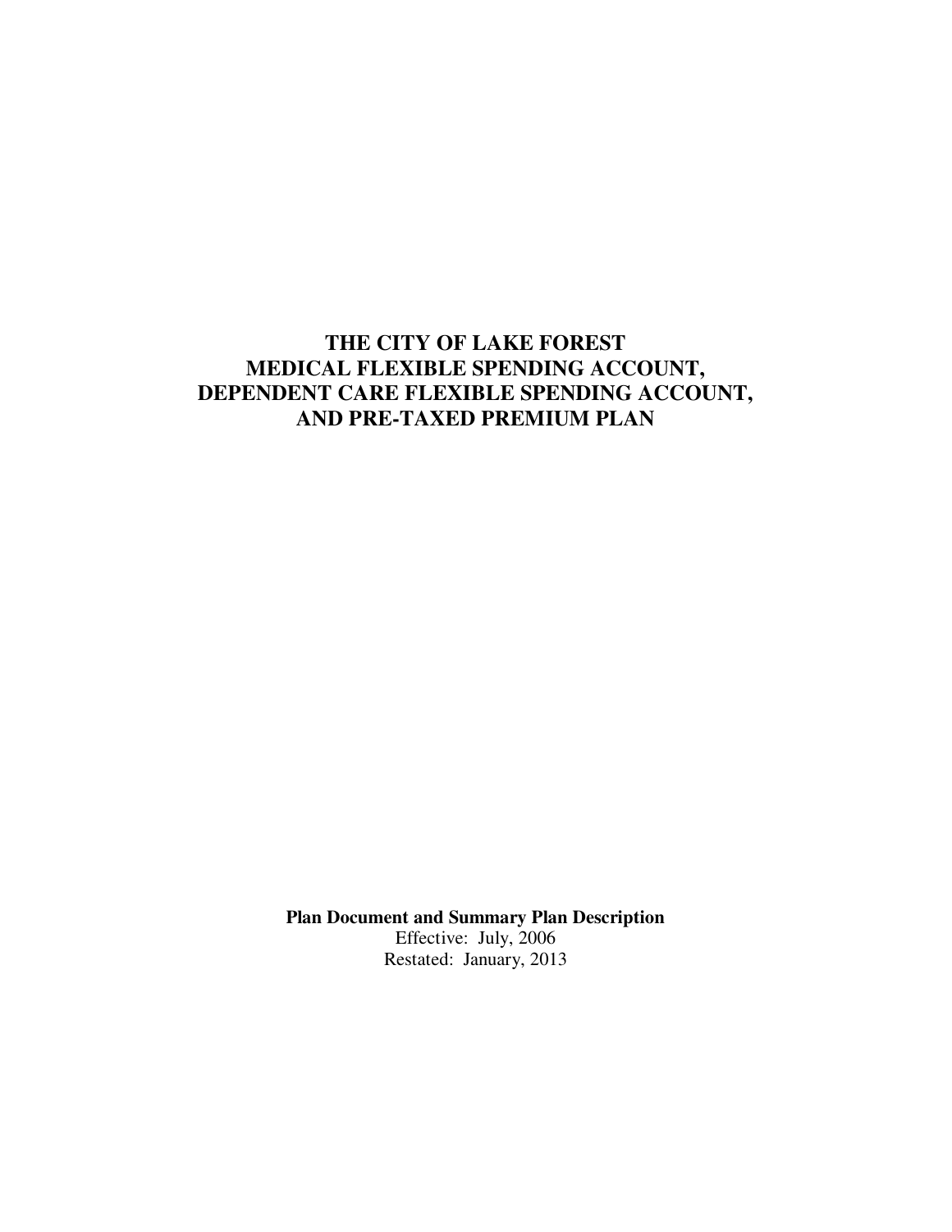# THE CITY OF LAKE FOREST MEDICAL FLEXIBLE SPENDING ACCOUNT, DEPENDENT CARE FLEXIBLE SPENDING ACCOUNT, AND PRE-TAXED PREMIUM PLAN

**Plan Document and Summary Plan Description**

Effective: July, 2006

Restated: January, 2013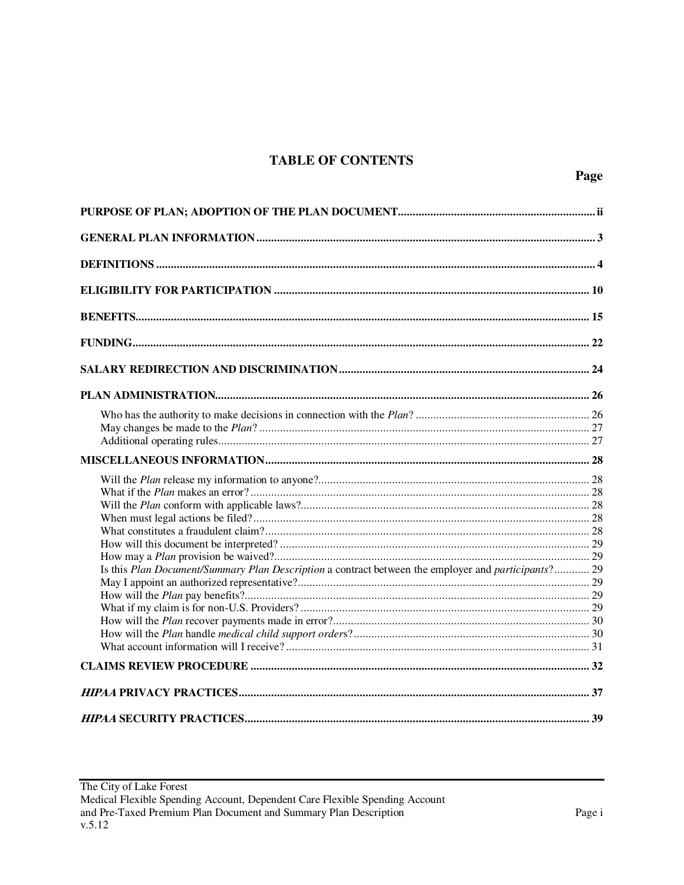# TABLE OF CONTENTS

| | Page |
|---|---|
| **PURPOSE OF PLAN; ADOPTION OF THE PLAN DOCUMENT** | **ii** |
| **GENERAL PLAN INFORMATION** | **3** |
| **DEFINITIONS** | **4** |
| **ELIGIBILITY FOR PARTICIPATION** | **10** |
| **BENEFITS** | **15** |
| **FUNDING** | **22** |
| **SALARY REDIRECTION AND DISCRIMINATION** | **24** |
| **PLAN ADMINISTRATION** | **26** |
| Who has the authority to make decisions in connection with the *Plan*? | 26 |
| May changes be made to the *Plan*? | 27 |
| Additional operating rules | 27 |
| **MISCELLANEOUS INFORMATION** | **28** |
| Will the *Plan* release my information to anyone? | 28 |
| What if the *Plan* makes an error? | 28 |
| Will the *Plan* conform with applicable laws? | 28 |
| When must legal actions be filed? | 28 |
| What constitutes a fraudulent claim? | 28 |
| How will this document be interpreted? | 29 |
| How may a *Plan* provision be waived? | 29 |
| Is this *Plan Document/Summary Plan Description* a contract between the employer and *participants*? | 29 |
| May I appoint an authorized representative? | 29 |
| How will the *Plan* pay benefits? | 29 |
| What if my claim is for non-U.S. Providers? | 29 |
| How will the *Plan* recover payments made in error? | 30 |
| How will the *Plan* handle *medical child support orders*? | 30 |
| What account information will I receive? | 31 |
| **CLAIMS REVIEW PROCEDURE** | **32** |
| ***HIPAA* PRIVACY PRACTICES** | **37** |
| ***HIPAA* SECURITY PRACTICES** | **39** |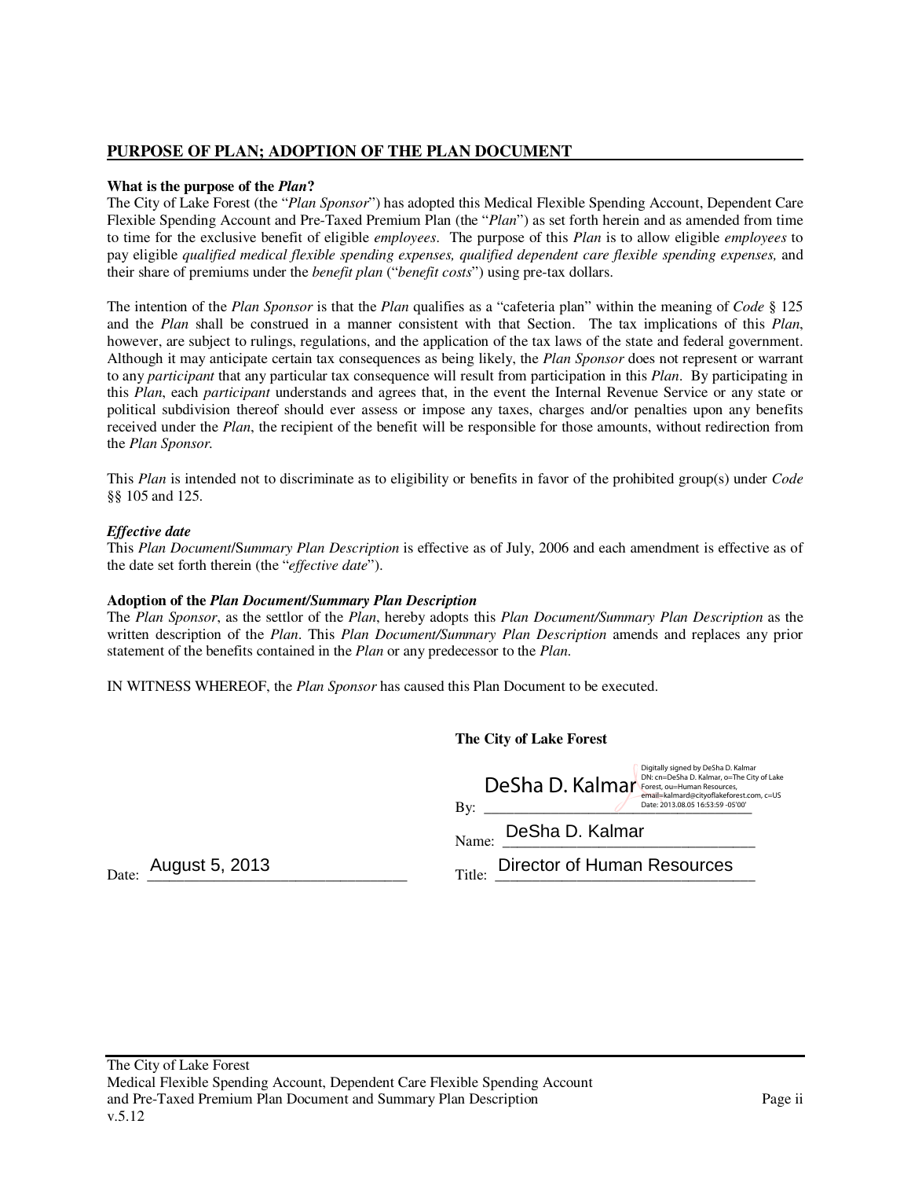## PURPOSE OF PLAN; ADOPTION OF THE PLAN DOCUMENT

**What is the purpose of the *Plan*?**

The City of Lake Forest (the "*Plan Sponsor*") has adopted this Medical Flexible Spending Account, Dependent Care Flexible Spending Account and Pre-Taxed Premium Plan (the "*Plan*") as set forth herein and as amended from time to time for the exclusive benefit of eligible *employees*. The purpose of this *Plan* is to allow eligible *employees* to pay eligible *qualified medical flexible spending expenses, qualified dependent care flexible spending expenses,* and their share of premiums under the *benefit plan* ("*benefit costs*") using pre-tax dollars.

The intention of the *Plan Sponsor* is that the *Plan* qualifies as a "cafeteria plan" within the meaning of *Code* § 125 and the *Plan* shall be construed in a manner consistent with that Section. The tax implications of this *Plan*, however, are subject to rulings, regulations, and the application of the tax laws of the state and federal government. Although it may anticipate certain tax consequences as being likely, the *Plan Sponsor* does not represent or warrant to any *participant* that any particular tax consequence will result from participation in this *Plan*. By participating in this *Plan*, each *participant* understands and agrees that, in the event the Internal Revenue Service or any state or political subdivision thereof should ever assess or impose any taxes, charges and/or penalties upon any benefits received under the *Plan*, the recipient of the benefit will be responsible for those amounts, without redirection from the *Plan Sponsor.*

This *Plan* is intended not to discriminate as to eligibility or benefits in favor of the prohibited group(s) under *Code* §§ 105 and 125.

***Effective date***

This *Plan Document*/S*ummary Plan Description* is effective as of July, 2006 and each amendment is effective as of the date set forth therein (the "*effective date*").

**Adoption of the *Plan Document/Summary Plan Description***

The *Plan Sponsor*, as the settlor of the *Plan*, hereby adopts this *Plan Document/Summary Plan Description* as the written description of the *Plan*. This *Plan Document/Summary Plan Description* amends and replaces any prior statement of the benefits contained in the *Plan* or any predecessor to the *Plan.*

IN WITNESS WHEREOF, the *Plan Sponsor* has caused this Plan Document to be executed.

**The City of Lake Forest**

By: DeSha D. Kalmar
Digitally signed by DeSha D. Kalmar
DN: cn=DeSha D. Kalmar, o=The City of Lake Forest, ou=Human Resources, email=kalmard@cityoflakeforest.com, c=US
Date: 2013.08.05 16:53:59 -05'00'

Name: DeSha D. Kalmar

Date: August 5, 2013

Title: Director of Human Resources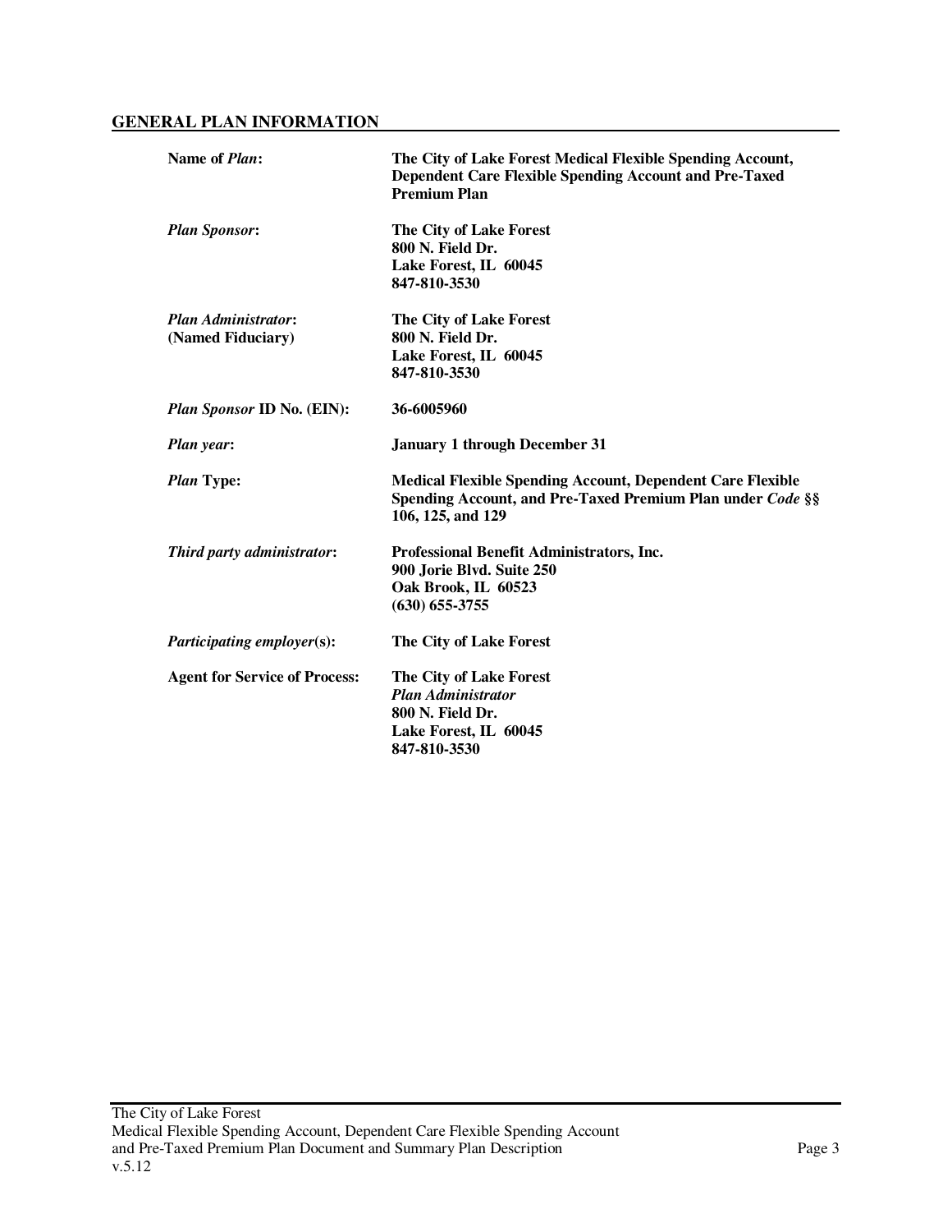## GENERAL PLAN INFORMATION

| | |
|---|---|
| **Name of *Plan*:** | **The City of Lake Forest Medical Flexible Spending Account, Dependent Care Flexible Spending Account and Pre-Taxed Premium Plan** |
| ***Plan Sponsor*:** | **The City of Lake Forest**<br>**800 N. Field Dr.**<br>**Lake Forest, IL 60045**<br>**847-810-3530** |
| ***Plan Administrator*:**<br>**(Named Fiduciary)** | **The City of Lake Forest**<br>**800 N. Field Dr.**<br>**Lake Forest, IL 60045**<br>**847-810-3530** |
| ***Plan Sponsor* ID No. (EIN):** | **36-6005960** |
| ***Plan year*:** | **January 1 through December 31** |
| ***Plan* Type:** | **Medical Flexible Spending Account, Dependent Care Flexible Spending Account, and Pre-Taxed Premium Plan under *Code* §§ 106, 125, and 129** |
| ***Third party administrator*:** | **Professional Benefit Administrators, Inc.**<br>**900 Jorie Blvd. Suite 250**<br>**Oak Brook, IL 60523**<br>**(630) 655-3755** |
| ***Participating employer*(s):** | **The City of Lake Forest** |
| **Agent for Service of Process:** | **The City of Lake Forest**<br>***Plan Administrator***<br>**800 N. Field Dr.**<br>**Lake Forest, IL 60045**<br>**847-810-3530** |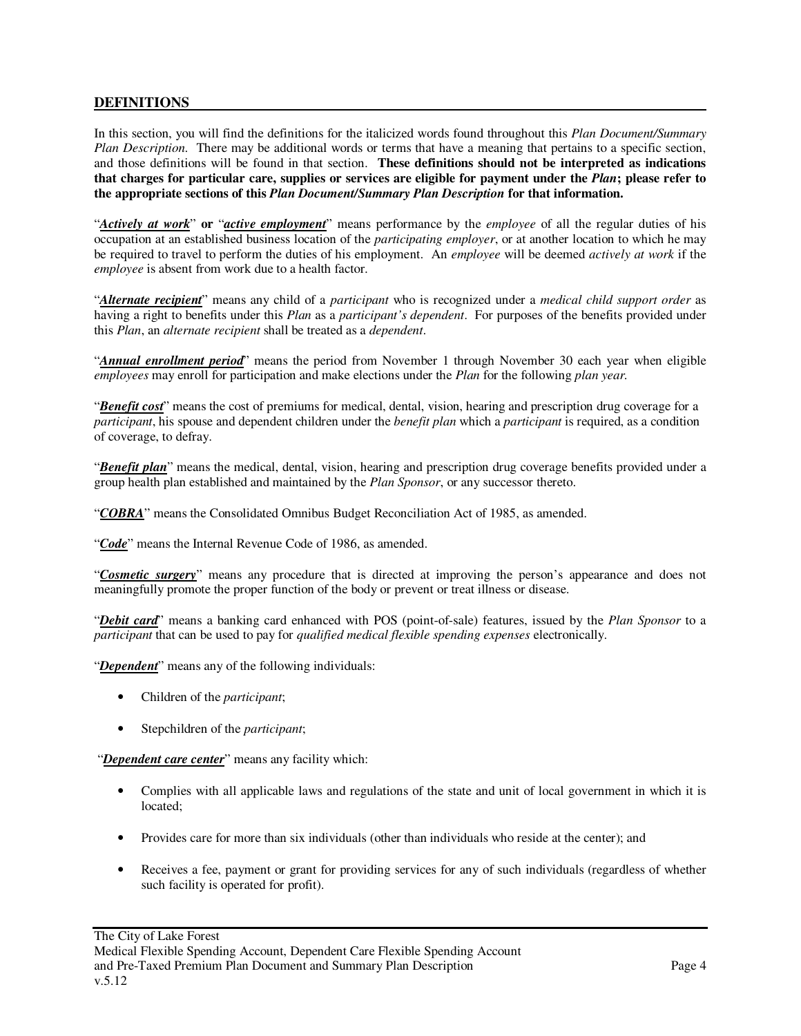## DEFINITIONS

In this section, you will find the definitions for the italicized words found throughout this *Plan Document/Summary Plan Description*. There may be additional words or terms that have a meaning that pertains to a specific section, and those definitions will be found in that section. **These definitions should not be interpreted as indications that charges for particular care, supplies or services are eligible for payment under the *Plan*; please refer to the appropriate sections of this *Plan Document/Summary Plan Description* for that information.**

"***Actively at work***" **or** "***active employment***" means performance by the *employee* of all the regular duties of his occupation at an established business location of the *participating employer*, or at another location to which he may be required to travel to perform the duties of his employment. An *employee* will be deemed *actively at work* if the *employee* is absent from work due to a health factor.

"***Alternate recipient***" means any child of a *participant* who is recognized under a *medical child support order* as having a right to benefits under this *Plan* as a *participant's dependent*. For purposes of the benefits provided under this *Plan*, an *alternate recipient* shall be treated as a *dependent*.

"***Annual enrollment period***" means the period from November 1 through November 30 each year when eligible *employees* may enroll for participation and make elections under the *Plan* for the following *plan year*.

"***Benefit cost***" means the cost of premiums for medical, dental, vision, hearing and prescription drug coverage for a *participant*, his spouse and dependent children under the *benefit plan* which a *participant* is required, as a condition of coverage, to defray.

"***Benefit plan***" means the medical, dental, vision, hearing and prescription drug coverage benefits provided under a group health plan established and maintained by the *Plan Sponsor*, or any successor thereto.

"***COBRA***" means the Consolidated Omnibus Budget Reconciliation Act of 1985, as amended.

"***Code***" means the Internal Revenue Code of 1986, as amended.

"***Cosmetic surgery***" means any procedure that is directed at improving the person's appearance and does not meaningfully promote the proper function of the body or prevent or treat illness or disease.

"***Debit card***" means a banking card enhanced with POS (point-of-sale) features, issued by the *Plan Sponsor* to a *participant* that can be used to pay for *qualified medical flexible spending expenses* electronically.

"***Dependent***" means any of the following individuals:

- Children of the *participant*;
- Stepchildren of the *participant*;

"***Dependent care center***" means any facility which:

- Complies with all applicable laws and regulations of the state and unit of local government in which it is located;
- Provides care for more than six individuals (other than individuals who reside at the center); and
- Receives a fee, payment or grant for providing services for any of such individuals (regardless of whether such facility is operated for profit).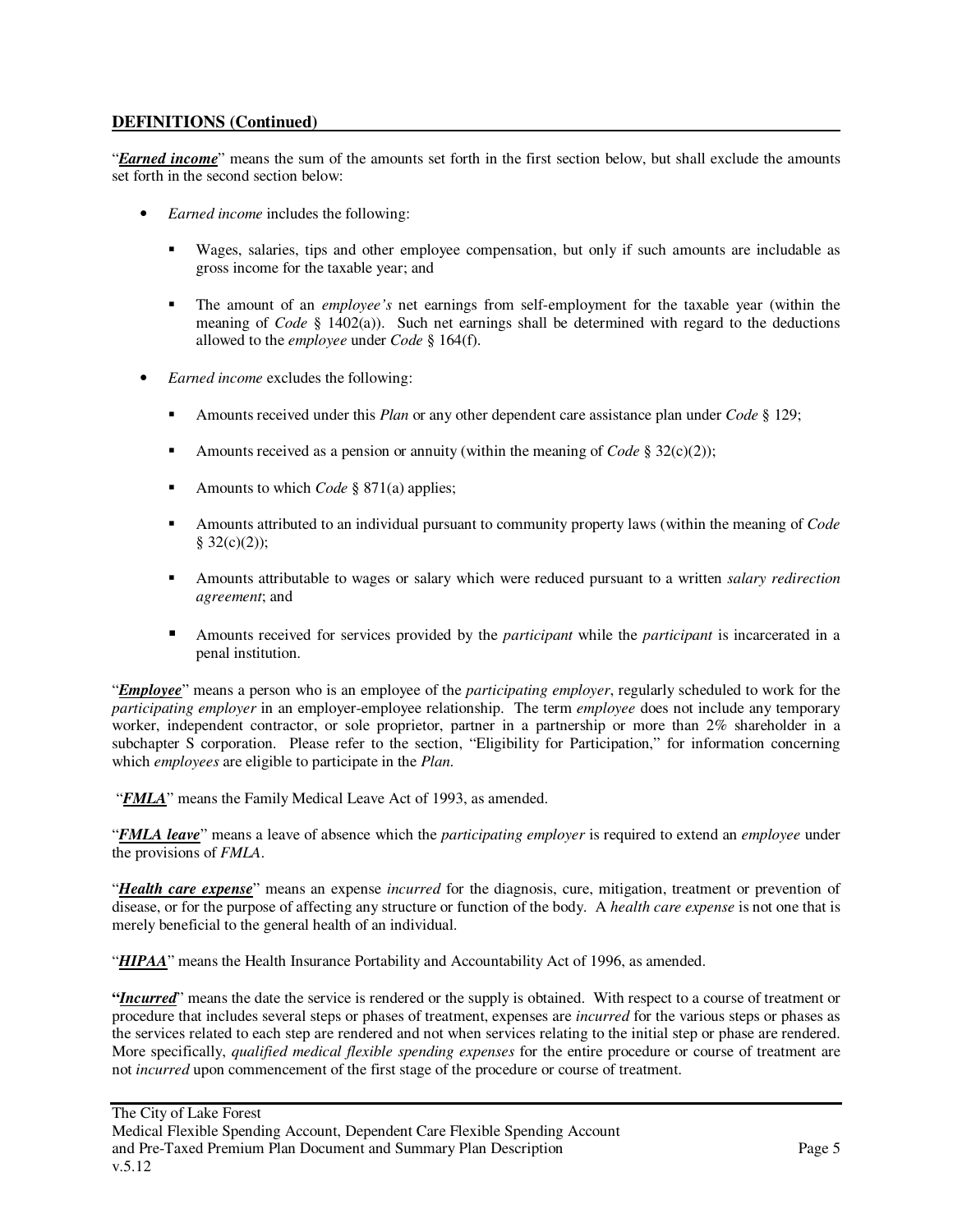## DEFINITIONS (Continued)

"***Earned income***" means the sum of the amounts set forth in the first section below, but shall exclude the amounts set forth in the second section below:

- *Earned income* includes the following:
  - Wages, salaries, tips and other employee compensation, but only if such amounts are includable as gross income for the taxable year; and
  - The amount of an *employee's* net earnings from self-employment for the taxable year (within the meaning of *Code* § 1402(a)). Such net earnings shall be determined with regard to the deductions allowed to the *employee* under *Code* § 164(f).
- *Earned income* excludes the following:
  - Amounts received under this *Plan* or any other dependent care assistance plan under *Code* § 129;
  - Amounts received as a pension or annuity (within the meaning of *Code* § 32(c)(2));
  - Amounts to which *Code* § 871(a) applies;
  - Amounts attributed to an individual pursuant to community property laws (within the meaning of *Code* § 32(c)(2));
  - Amounts attributable to wages or salary which were reduced pursuant to a written *salary redirection agreement*; and
  - Amounts received for services provided by the *participant* while the *participant* is incarcerated in a penal institution.

"***Employee***" means a person who is an employee of the *participating employer*, regularly scheduled to work for the *participating employer* in an employer-employee relationship. The term *employee* does not include any temporary worker, independent contractor, or sole proprietor, partner in a partnership or more than 2% shareholder in a subchapter S corporation. Please refer to the section, "Eligibility for Participation," for information concerning which *employees* are eligible to participate in the *Plan*.

"***FMLA***" means the Family Medical Leave Act of 1993, as amended.

"***FMLA leave***" means a leave of absence which the *participating employer* is required to extend an *employee* under the provisions of *FMLA*.

"***Health care expense***" means an expense *incurred* for the diagnosis, cure, mitigation, treatment or prevention of disease, or for the purpose of affecting any structure or function of the body. A *health care expense* is not one that is merely beneficial to the general health of an individual.

"***HIPAA***" means the Health Insurance Portability and Accountability Act of 1996, as amended.

"***Incurred***" means the date the service is rendered or the supply is obtained. With respect to a course of treatment or procedure that includes several steps or phases of treatment, expenses are *incurred* for the various steps or phases as the services related to each step are rendered and not when services relating to the initial step or phase are rendered. More specifically, *qualified medical flexible spending expenses* for the entire procedure or course of treatment are not *incurred* upon commencement of the first stage of the procedure or course of treatment.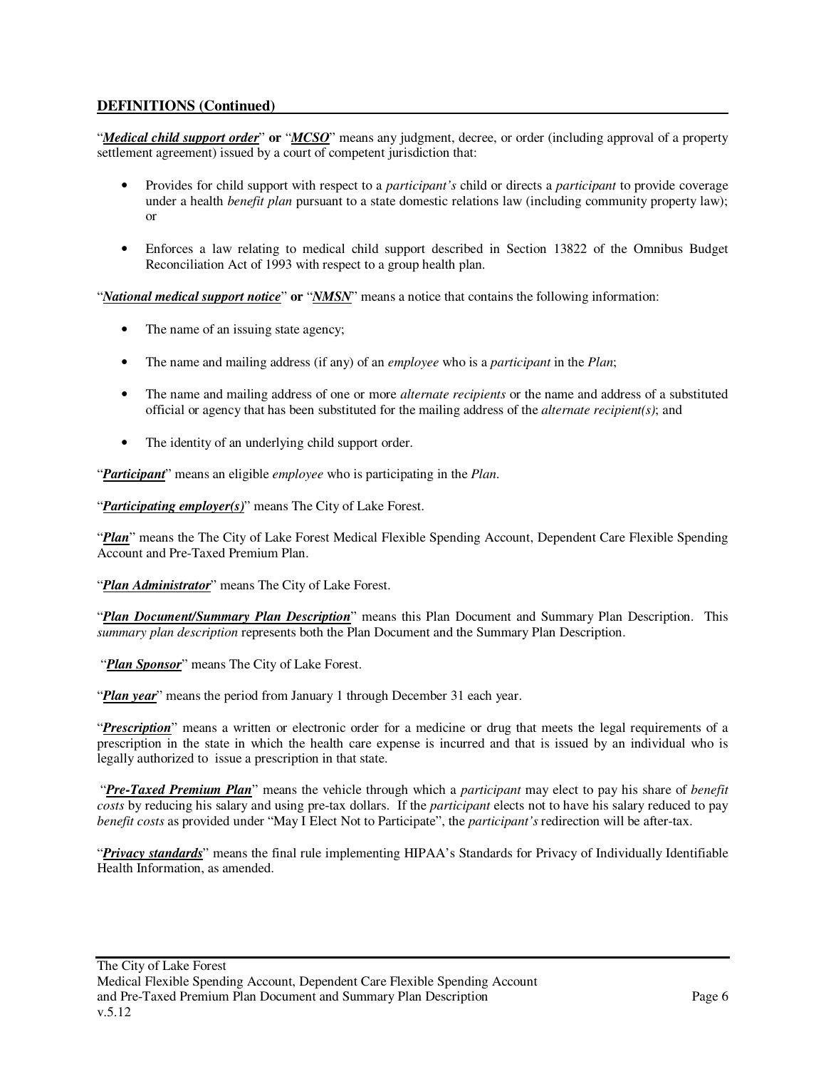## DEFINITIONS (Continued)

"***Medical child support order***" **or** "***MCSO***" means any judgment, decree, or order (including approval of a property settlement agreement) issued by a court of competent jurisdiction that:

- Provides for child support with respect to a *participant's* child or directs a *participant* to provide coverage under a health *benefit plan* pursuant to a state domestic relations law (including community property law); or

- Enforces a law relating to medical child support described in Section 13822 of the Omnibus Budget Reconciliation Act of 1993 with respect to a group health plan.

"***National medical support notice***" **or** "***NMSN***" means a notice that contains the following information:

- The name of an issuing state agency;

- The name and mailing address (if any) of an *employee* who is a *participant* in the *Plan*;

- The name and mailing address of one or more *alternate recipients* or the name and address of a substituted official or agency that has been substituted for the mailing address of the *alternate recipient(s)*; and

- The identity of an underlying child support order.

"***Participant***" means an eligible *employee* who is participating in the *Plan*.

"***Participating employer(s)***" means The City of Lake Forest.

"***Plan***" means the The City of Lake Forest Medical Flexible Spending Account, Dependent Care Flexible Spending Account and Pre-Taxed Premium Plan.

"***Plan Administrator***" means The City of Lake Forest.

"***Plan Document/Summary Plan Description***" means this Plan Document and Summary Plan Description. This *summary plan description* represents both the Plan Document and the Summary Plan Description.

"***Plan Sponsor***" means The City of Lake Forest.

"***Plan year***" means the period from January 1 through December 31 each year.

"***Prescription***" means a written or electronic order for a medicine or drug that meets the legal requirements of a prescription in the state in which the health care expense is incurred and that is issued by an individual who is legally authorized to issue a prescription in that state.

"***Pre-Taxed Premium Plan***" means the vehicle through which a *participant* may elect to pay his share of *benefit costs* by reducing his salary and using pre-tax dollars. If the *participant* elects not to have his salary reduced to pay *benefit costs* as provided under "May I Elect Not to Participate", the *participant's* redirection will be after-tax.

"***Privacy standards***" means the final rule implementing HIPAA's Standards for Privacy of Individually Identifiable Health Information, as amended.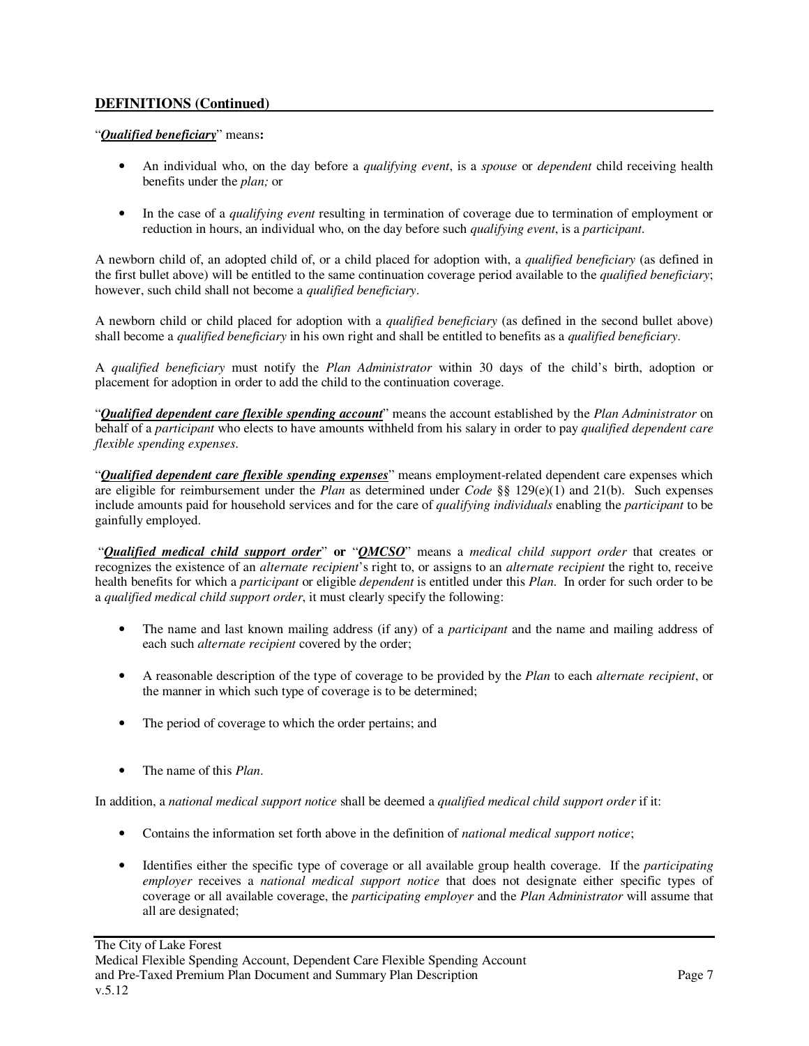## DEFINITIONS (Continued)

"***Qualified beneficiary***" means**:**

- An individual who, on the day before a *qualifying event*, is a *spouse* or *dependent* child receiving health benefits under the *plan;* or
- In the case of a *qualifying event* resulting in termination of coverage due to termination of employment or reduction in hours, an individual who, on the day before such *qualifying event*, is a *participant*.

A newborn child of, an adopted child of, or a child placed for adoption with, a *qualified beneficiary* (as defined in the first bullet above) will be entitled to the same continuation coverage period available to the *qualified beneficiary*; however, such child shall not become a *qualified beneficiary*.

A newborn child or child placed for adoption with a *qualified beneficiary* (as defined in the second bullet above) shall become a *qualified beneficiary* in his own right and shall be entitled to benefits as a *qualified beneficiary*.

A *qualified beneficiary* must notify the *Plan Administrator* within 30 days of the child's birth, adoption or placement for adoption in order to add the child to the continuation coverage.

"***Qualified dependent care flexible spending account***" means the account established by the *Plan Administrator* on behalf of a *participant* who elects to have amounts withheld from his salary in order to pay *qualified dependent care flexible spending expenses*.

"***Qualified dependent care flexible spending expenses***" means employment-related dependent care expenses which are eligible for reimbursement under the *Plan* as determined under *Code* §§ 129(e)(1) and 21(b). Such expenses include amounts paid for household services and for the care of *qualifying individuals* enabling the *participant* to be gainfully employed.

"***Qualified medical child support order***" **or** "***QMCSO***" means a *medical child support order* that creates or recognizes the existence of an *alternate recipient*'s right to, or assigns to an *alternate recipient* the right to, receive health benefits for which a *participant* or eligible *dependent* is entitled under this *Plan*. In order for such order to be a *qualified medical child support order*, it must clearly specify the following:

- The name and last known mailing address (if any) of a *participant* and the name and mailing address of each such *alternate recipient* covered by the order;
- A reasonable description of the type of coverage to be provided by the *Plan* to each *alternate recipient*, or the manner in which such type of coverage is to be determined;
- The period of coverage to which the order pertains; and
- The name of this *Plan*.

In addition, a *national medical support notice* shall be deemed a *qualified medical child support order* if it:

- Contains the information set forth above in the definition of *national medical support notice*;
- Identifies either the specific type of coverage or all available group health coverage. If the *participating employer* receives a *national medical support notice* that does not designate either specific types of coverage or all available coverage, the *participating employer* and the *Plan Administrator* will assume that all are designated;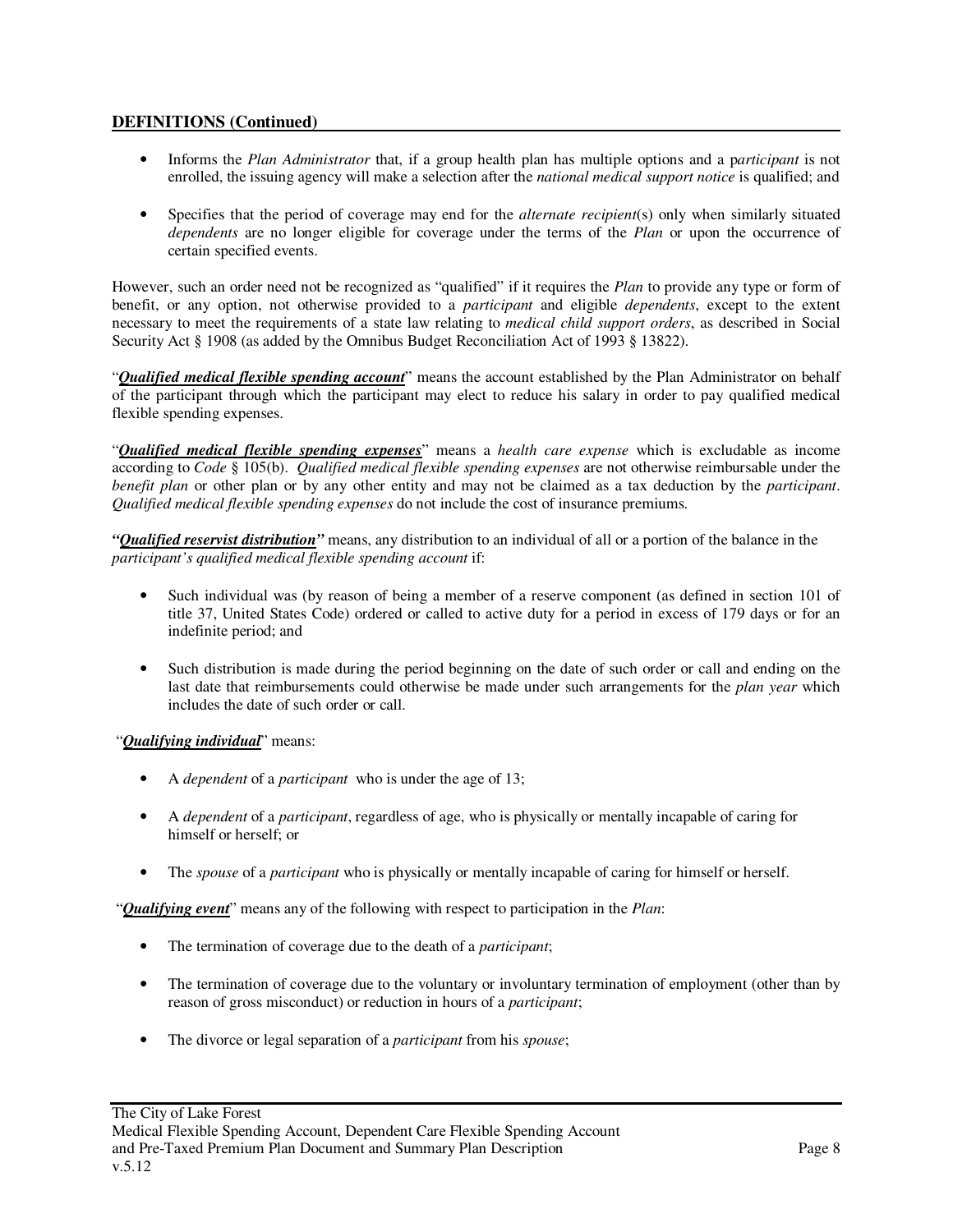## DEFINITIONS (Continued)

- Informs the *Plan Administrator* that, if a group health plan has multiple options and a p*articipant* is not enrolled, the issuing agency will make a selection after the *national medical support notice* is qualified; and
- Specifies that the period of coverage may end for the *alternate recipient*(s) only when similarly situated *dependents* are no longer eligible for coverage under the terms of the *Plan* or upon the occurrence of certain specified events.

However, such an order need not be recognized as "qualified" if it requires the *Plan* to provide any type or form of benefit, or any option, not otherwise provided to a *participant* and eligible *dependents*, except to the extent necessary to meet the requirements of a state law relating to *medical child support orders*, as described in Social Security Act § 1908 (as added by the Omnibus Budget Reconciliation Act of 1993 § 13822).

"***Qualified medical flexible spending account***" means the account established by the Plan Administrator on behalf of the participant through which the participant may elect to reduce his salary in order to pay qualified medical flexible spending expenses.

"***Qualified medical flexible spending expenses***" means a *health care expense* which is excludable as income according to *Code* § 105(b). *Qualified medical flexible spending expenses* are not otherwise reimbursable under the *benefit plan* or other plan or by any other entity and may not be claimed as a tax deduction by the *participant*. *Qualified medical flexible spending expenses* do not include the cost of insurance premiums.

***"Qualified reservist distribution"*** means, any distribution to an individual of all or a portion of the balance in the *participant's qualified medical flexible spending account* if:

- Such individual was (by reason of being a member of a reserve component (as defined in section 101 of title 37, United States Code) ordered or called to active duty for a period in excess of 179 days or for an indefinite period; and
- Such distribution is made during the period beginning on the date of such order or call and ending on the last date that reimbursements could otherwise be made under such arrangements for the *plan year* which includes the date of such order or call.

"***Qualifying individual***" means:

- A *dependent* of a *participant* who is under the age of 13;
- A *dependent* of a *participant*, regardless of age, who is physically or mentally incapable of caring for himself or herself; or
- The *spouse* of a *participant* who is physically or mentally incapable of caring for himself or herself.

"***Qualifying event***" means any of the following with respect to participation in the *Plan*:

- The termination of coverage due to the death of a *participant*;
- The termination of coverage due to the voluntary or involuntary termination of employment (other than by reason of gross misconduct) or reduction in hours of a *participant*;
- The divorce or legal separation of a *participant* from his *spouse*;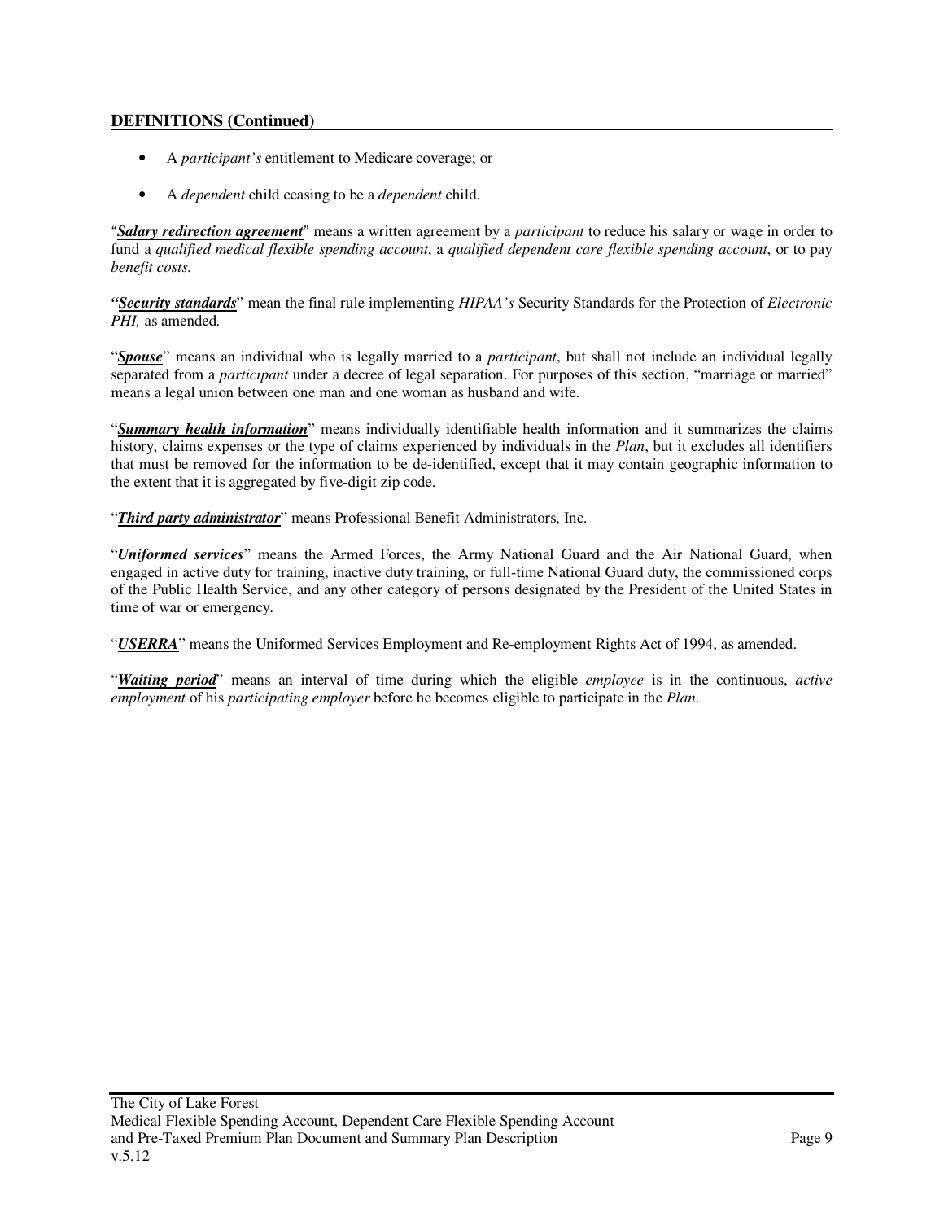## DEFINITIONS (Continued)

- A *participant's* entitlement to Medicare coverage; or
- A *dependent* child ceasing to be a *dependent* child.

"***Salary redirection agreement***" means a written agreement by a *participant* to reduce his salary or wage in order to fund a *qualified medical flexible spending account*, a *qualified dependent care flexible spending account*, or to pay *benefit costs.*

"***Security standards***" mean the final rule implementing *HIPAA's* Security Standards for the Protection of *Electronic PHI,* as amended.

"***Spouse***" means an individual who is legally married to a *participant*, but shall not include an individual legally separated from a *participant* under a decree of legal separation. For purposes of this section, "marriage or married" means a legal union between one man and one woman as husband and wife.

"***Summary health information***" means individually identifiable health information and it summarizes the claims history, claims expenses or the type of claims experienced by individuals in the *Plan*, but it excludes all identifiers that must be removed for the information to be de-identified, except that it may contain geographic information to the extent that it is aggregated by five-digit zip code.

"***Third party administrator***" means Professional Benefit Administrators, Inc.

"***Uniformed services***" means the Armed Forces, the Army National Guard and the Air National Guard, when engaged in active duty for training, inactive duty training, or full-time National Guard duty, the commissioned corps of the Public Health Service, and any other category of persons designated by the President of the United States in time of war or emergency.

"***USERRA***" means the Uniformed Services Employment and Re-employment Rights Act of 1994, as amended.

"***Waiting period***" means an interval of time during which the eligible *employee* is in the continuous, *active employment* of his *participating employer* before he becomes eligible to participate in the *Plan*.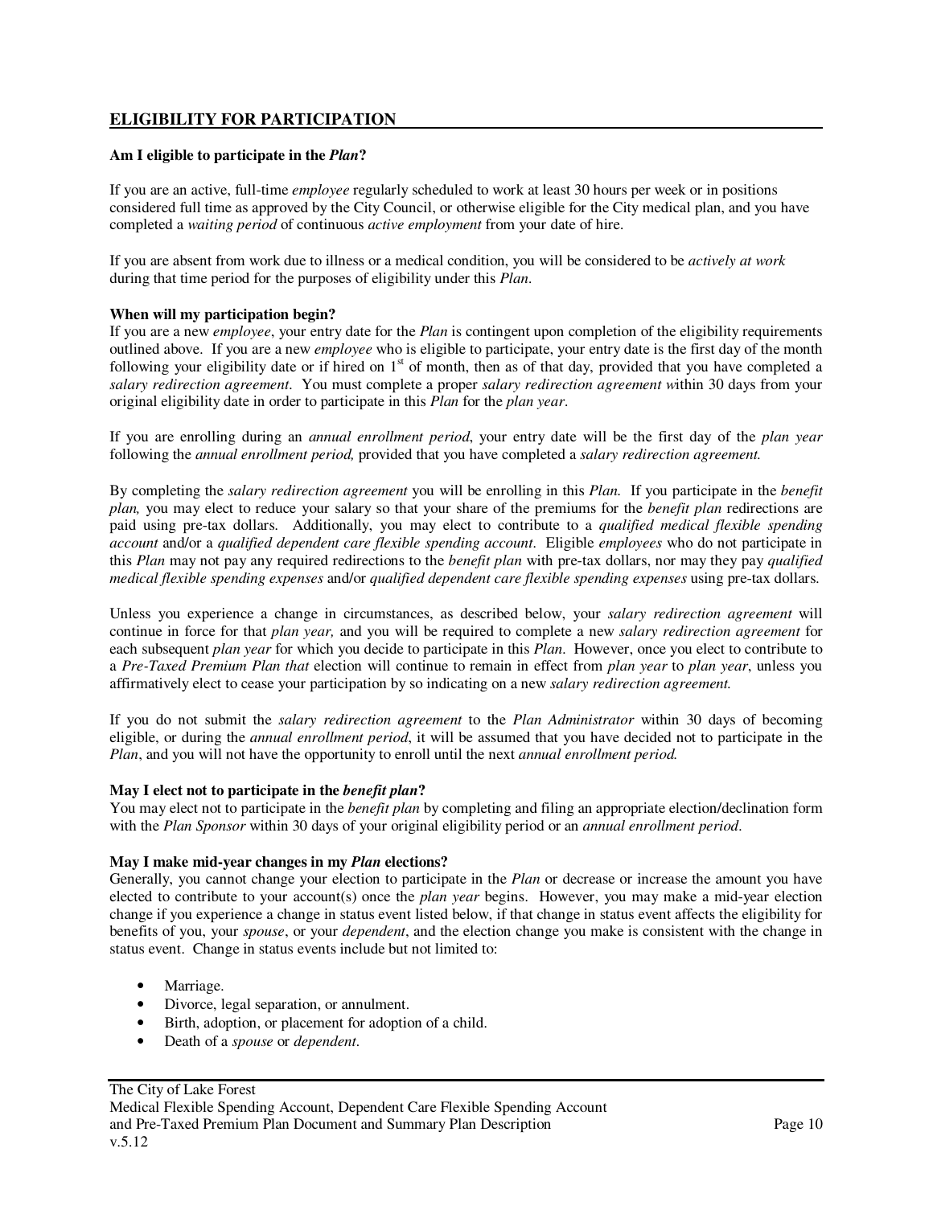## ELIGIBILITY FOR PARTICIPATION

**Am I eligible to participate in the *Plan*?**

If you are an active, full-time *employee* regularly scheduled to work at least 30 hours per week or in positions considered full time as approved by the City Council, or otherwise eligible for the City medical plan, and you have completed a *waiting period* of continuous *active employment* from your date of hire.

If you are absent from work due to illness or a medical condition, you will be considered to be *actively at work* during that time period for the purposes of eligibility under this *Plan*.

**When will my participation begin?**

If you are a new *employee*, your entry date for the *Plan* is contingent upon completion of the eligibility requirements outlined above. If you are a new *employee* who is eligible to participate, your entry date is the first day of the month following your eligibility date or if hired on 1st of month, then as of that day, provided that you have completed a *salary redirection agreement*. You must complete a proper *salary redirection agreement w*ithin 30 days from your original eligibility date in order to participate in this *Plan* for the *plan year*.

If you are enrolling during an *annual enrollment period*, your entry date will be the first day of the *plan year* following the *annual enrollment period,* provided that you have completed a *salary redirection agreement.*

By completing the *salary redirection agreement* you will be enrolling in this *Plan.* If you participate in the *benefit plan,* you may elect to reduce your salary so that your share of the premiums for the *benefit plan* redirections are paid using pre-tax dollars. Additionally, you may elect to contribute to a *qualified medical flexible spending account* and/or a *qualified dependent care flexible spending account*. Eligible *employees* who do not participate in this *Plan* may not pay any required redirections to the *benefit plan* with pre-tax dollars, nor may they pay *qualified medical flexible spending expenses* and/or *qualified dependent care flexible spending expenses* using pre-tax dollars.

Unless you experience a change in circumstances, as described below, your *salary redirection agreement* will continue in force for that *plan year,* and you will be required to complete a new *salary redirection agreement* for each subsequent *plan year* for which you decide to participate in this *Plan*. However, once you elect to contribute to a *Pre-Taxed Premium Plan that* election will continue to remain in effect from *plan year* to *plan year*, unless you affirmatively elect to cease your participation by so indicating on a new *salary redirection agreement.*

If you do not submit the *salary redirection agreement* to the *Plan Administrator* within 30 days of becoming eligible, or during the *annual enrollment period*, it will be assumed that you have decided not to participate in the *Plan*, and you will not have the opportunity to enroll until the next *annual enrollment period.*

**May I elect not to participate in the *benefit plan*?**

You may elect not to participate in the *benefit plan* by completing and filing an appropriate election/declination form with the *Plan Sponsor* within 30 days of your original eligibility period or an *annual enrollment period*.

**May I make mid-year changes in my *Plan* elections?**

Generally, you cannot change your election to participate in the *Plan* or decrease or increase the amount you have elected to contribute to your account(s) once the *plan year* begins. However, you may make a mid-year election change if you experience a change in status event listed below, if that change in status event affects the eligibility for benefits of you, your *spouse*, or your *dependent*, and the election change you make is consistent with the change in status event. Change in status events include but not limited to:

- Marriage.
- Divorce, legal separation, or annulment.
- Birth, adoption, or placement for adoption of a child.
- Death of a *spouse* or *dependent*.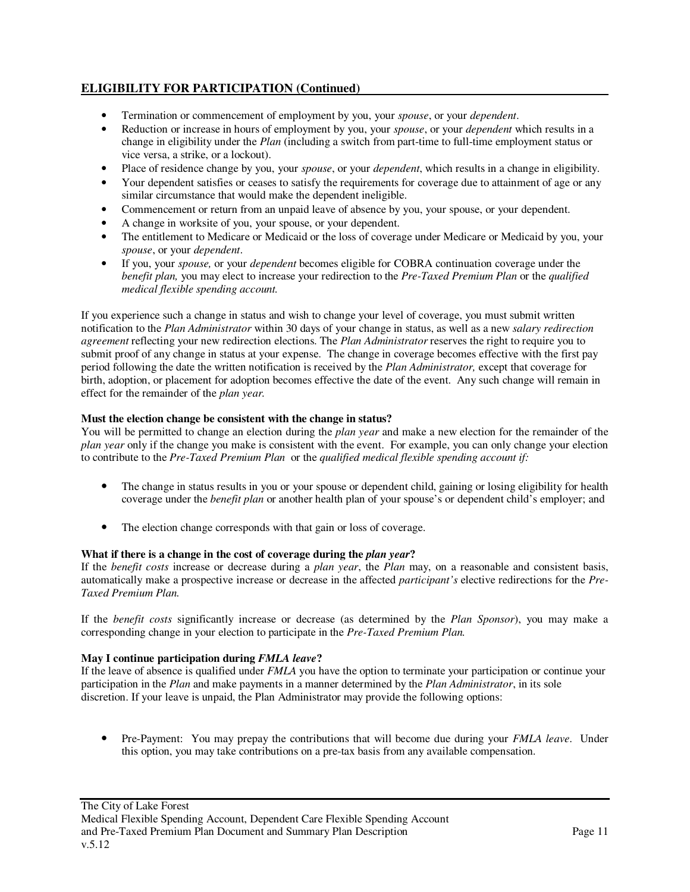## ELIGIBILITY FOR PARTICIPATION (Continued)

- Termination or commencement of employment by you, your *spouse*, or your *dependent*.
- Reduction or increase in hours of employment by you, your *spouse*, or your *dependent* which results in a change in eligibility under the *Plan* (including a switch from part-time to full-time employment status or vice versa, a strike, or a lockout).
- Place of residence change by you, your *spouse*, or your *dependent*, which results in a change in eligibility.
- Your dependent satisfies or ceases to satisfy the requirements for coverage due to attainment of age or any similar circumstance that would make the dependent ineligible.
- Commencement or return from an unpaid leave of absence by you, your spouse, or your dependent.
- A change in worksite of you, your spouse, or your dependent.
- The entitlement to Medicare or Medicaid or the loss of coverage under Medicare or Medicaid by you, your *spouse*, or your *dependent*.
- If you, your *spouse,* or your *dependent* becomes eligible for COBRA continuation coverage under the *benefit plan,* you may elect to increase your redirection to the *Pre-Taxed Premium Plan* or the *qualified medical flexible spending account.*

If you experience such a change in status and wish to change your level of coverage, you must submit written notification to the *Plan Administrator* within 30 days of your change in status, as well as a new *salary redirection agreement* reflecting your new redirection elections. The *Plan Administrator* reserves the right to require you to submit proof of any change in status at your expense. The change in coverage becomes effective with the first pay period following the date the written notification is received by the *Plan Administrator,* except that coverage for birth, adoption, or placement for adoption becomes effective the date of the event. Any such change will remain in effect for the remainder of the *plan year.*

**Must the election change be consistent with the change in status?**
You will be permitted to change an election during the *plan year* and make a new election for the remainder of the *plan year* only if the change you make is consistent with the event. For example, you can only change your election to contribute to the *Pre-Taxed Premium Plan* or the *qualified medical flexible spending account if:*

- The change in status results in you or your spouse or dependent child, gaining or losing eligibility for health coverage under the *benefit plan* or another health plan of your spouse's or dependent child's employer; and

- The election change corresponds with that gain or loss of coverage.

**What if there is a change in the cost of coverage during the *plan year*?**
If the *benefit costs* increase or decrease during a *plan year*, the *Plan* may, on a reasonable and consistent basis, automatically make a prospective increase or decrease in the affected *participant's* elective redirections for the *Pre-Taxed Premium Plan.*

If the *benefit costs* significantly increase or decrease (as determined by the *Plan Sponsor*), you may make a corresponding change in your election to participate in the *Pre-Taxed Premium Plan.*

**May I continue participation during *FMLA leave*?**
If the leave of absence is qualified under *FMLA* you have the option to terminate your participation or continue your participation in the *Plan* and make payments in a manner determined by the *Plan Administrator*, in its sole discretion. If your leave is unpaid, the Plan Administrator may provide the following options:

- Pre-Payment: You may prepay the contributions that will become due during your *FMLA leave*. Under this option, you may take contributions on a pre-tax basis from any available compensation.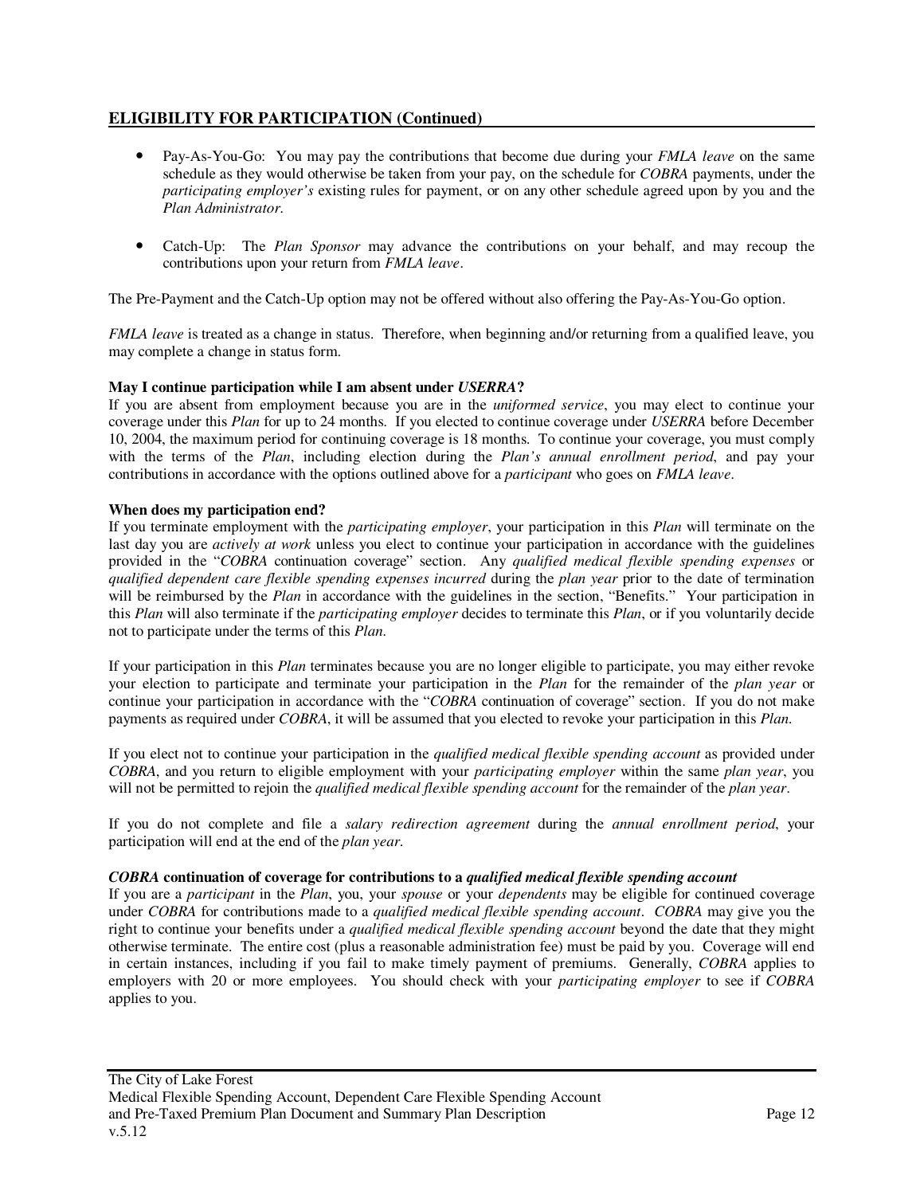## ELIGIBILITY FOR PARTICIPATION (Continued)

- Pay-As-You-Go: You may pay the contributions that become due during your *FMLA leave* on the same schedule as they would otherwise be taken from your pay, on the schedule for *COBRA* payments, under the *participating employer's* existing rules for payment, or on any other schedule agreed upon by you and the *Plan Administrator*.

- Catch-Up: The *Plan Sponsor* may advance the contributions on your behalf, and may recoup the contributions upon your return from *FMLA leave*.

The Pre-Payment and the Catch-Up option may not be offered without also offering the Pay-As-You-Go option.

*FMLA leave* is treated as a change in status. Therefore, when beginning and/or returning from a qualified leave, you may complete a change in status form.

**May I continue participation while I am absent under *USERRA*?**
If you are absent from employment because you are in the *uniformed service*, you may elect to continue your coverage under this *Plan* for up to 24 months. If you elected to continue coverage under *USERRA* before December 10, 2004, the maximum period for continuing coverage is 18 months. To continue your coverage, you must comply with the terms of the *Plan*, including election during the *Plan's annual enrollment period*, and pay your contributions in accordance with the options outlined above for a *participant* who goes on *FMLA leave*.

**When does my participation end?**
If you terminate employment with the *participating employer*, your participation in this *Plan* will terminate on the last day you are *actively at work* unless you elect to continue your participation in accordance with the guidelines provided in the "*COBRA* continuation coverage" section. Any *qualified medical flexible spending expenses* or *qualified dependent care flexible spending expenses incurred* during the *plan year* prior to the date of termination will be reimbursed by the *Plan* in accordance with the guidelines in the section, "Benefits." Your participation in this *Plan* will also terminate if the *participating employer* decides to terminate this *Plan*, or if you voluntarily decide not to participate under the terms of this *Plan*.

If your participation in this *Plan* terminates because you are no longer eligible to participate, you may either revoke your election to participate and terminate your participation in the *Plan* for the remainder of the *plan year* or continue your participation in accordance with the "*COBRA* continuation of coverage" section. If you do not make payments as required under *COBRA*, it will be assumed that you elected to revoke your participation in this *Plan*.

If you elect not to continue your participation in the *qualified medical flexible spending account* as provided under *COBRA*, and you return to eligible employment with your *participating employer* within the same *plan year*, you will not be permitted to rejoin the *qualified medical flexible spending account* for the remainder of the *plan year*.

If you do not complete and file a *salary redirection agreement* during the *annual enrollment period*, your participation will end at the end of the *plan year*.

***COBRA* continuation of coverage for contributions to a *qualified medical flexible spending account***
If you are a *participant* in the *Plan*, you, your *spouse* or your *dependents* may be eligible for continued coverage under *COBRA* for contributions made to a *qualified medical flexible spending account*. *COBRA* may give you the right to continue your benefits under a *qualified medical flexible spending account* beyond the date that they might otherwise terminate. The entire cost (plus a reasonable administration fee) must be paid by you. Coverage will end in certain instances, including if you fail to make timely payment of premiums. Generally, *COBRA* applies to employers with 20 or more employees. You should check with your *participating employer* to see if *COBRA* applies to you.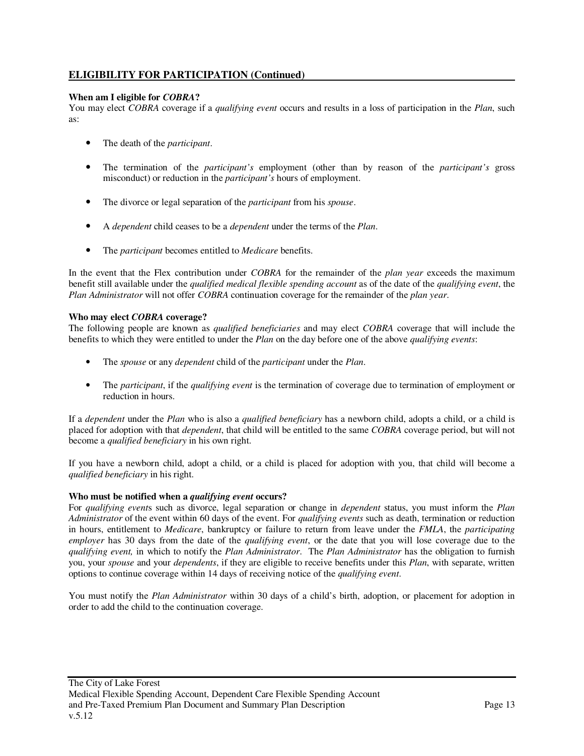## ELIGIBILITY FOR PARTICIPATION (Continued)

**When am I eligible for *COBRA*?**
You may elect *COBRA* coverage if a *qualifying event* occurs and results in a loss of participation in the *Plan*, such as:

- The death of the *participant*.
- The termination of the *participant's* employment (other than by reason of the *participant's* gross misconduct) or reduction in the *participant's* hours of employment.
- The divorce or legal separation of the *participant* from his *spouse*.
- A *dependent* child ceases to be a *dependent* under the terms of the *Plan*.
- The *participant* becomes entitled to *Medicare* benefits.

In the event that the Flex contribution under *COBRA* for the remainder of the *plan year* exceeds the maximum benefit still available under the *qualified medical flexible spending account* as of the date of the *qualifying event*, the *Plan Administrator* will not offer *COBRA* continuation coverage for the remainder of the *plan year*.

**Who may elect *COBRA* coverage?**
The following people are known as *qualified beneficiaries* and may elect *COBRA* coverage that will include the benefits to which they were entitled to under the *Plan* on the day before one of the above *qualifying events*:

- The *spouse* or any *dependent* child of the *participant* under the *Plan*.
- The *participant*, if the *qualifying event* is the termination of coverage due to termination of employment or reduction in hours.

If a *dependent* under the *Plan* who is also a *qualified beneficiary* has a newborn child, adopts a child, or a child is placed for adoption with that *dependent*, that child will be entitled to the same *COBRA* coverage period, but will not become a *qualified beneficiary* in his own right.

If you have a newborn child, adopt a child, or a child is placed for adoption with you, that child will become a *qualified beneficiary* in his right.

**Who must be notified when a *qualifying event* occurs?**
For *qualifying event*s such as divorce, legal separation or change in *dependent* status, you must inform the *Plan Administrator* of the event within 60 days of the event. For *qualifying events* such as death, termination or reduction in hours, entitlement to *Medicare*, bankruptcy or failure to return from leave under the *FMLA*, the *participating employer* has 30 days from the date of the *qualifying event*, or the date that you will lose coverage due to the *qualifying event,* in which to notify the *Plan Administrator*. The *Plan Administrator* has the obligation to furnish you, your *spouse* and your *dependents*, if they are eligible to receive benefits under this *Plan*, with separate, written options to continue coverage within 14 days of receiving notice of the *qualifying event*.

You must notify the *Plan Administrator* within 30 days of a child's birth, adoption, or placement for adoption in order to add the child to the continuation coverage.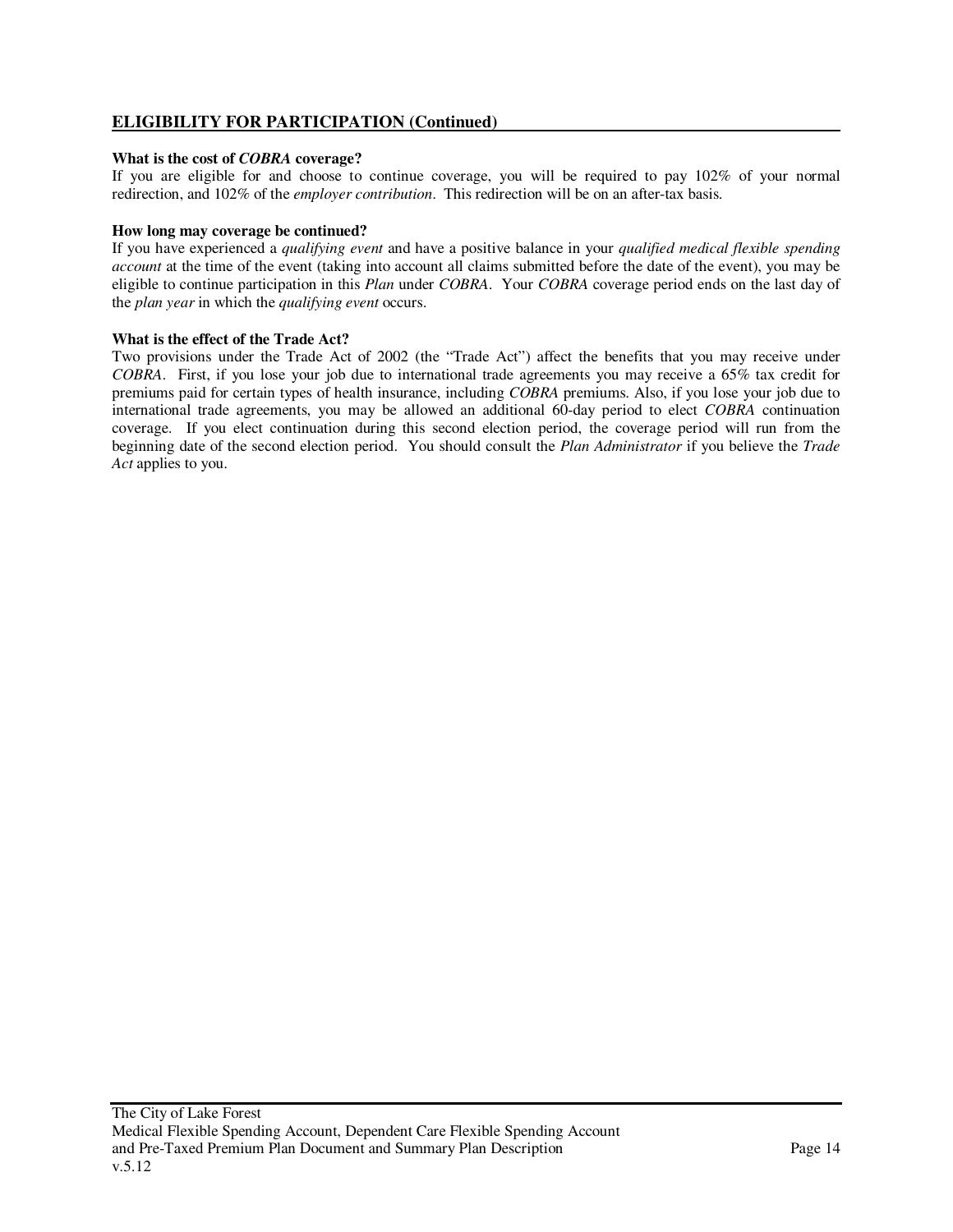## ELIGIBILITY FOR PARTICIPATION (Continued)

**What is the cost of *COBRA* coverage?**

If you are eligible for and choose to continue coverage, you will be required to pay 102% of your normal redirection, and 102% of the *employer contribution*. This redirection will be on an after-tax basis.

**How long may coverage be continued?**

If you have experienced a *qualifying event* and have a positive balance in your *qualified medical flexible spending account* at the time of the event (taking into account all claims submitted before the date of the event), you may be eligible to continue participation in this *Plan* under *COBRA*. Your *COBRA* coverage period ends on the last day of the *plan year* in which the *qualifying event* occurs.

**What is the effect of the Trade Act?**

Two provisions under the Trade Act of 2002 (the "Trade Act") affect the benefits that you may receive under *COBRA*. First, if you lose your job due to international trade agreements you may receive a 65% tax credit for premiums paid for certain types of health insurance, including *COBRA* premiums. Also, if you lose your job due to international trade agreements, you may be allowed an additional 60-day period to elect *COBRA* continuation coverage. If you elect continuation during this second election period, the coverage period will run from the beginning date of the second election period. You should consult the *Plan Administrator* if you believe the *Trade Act* applies to you.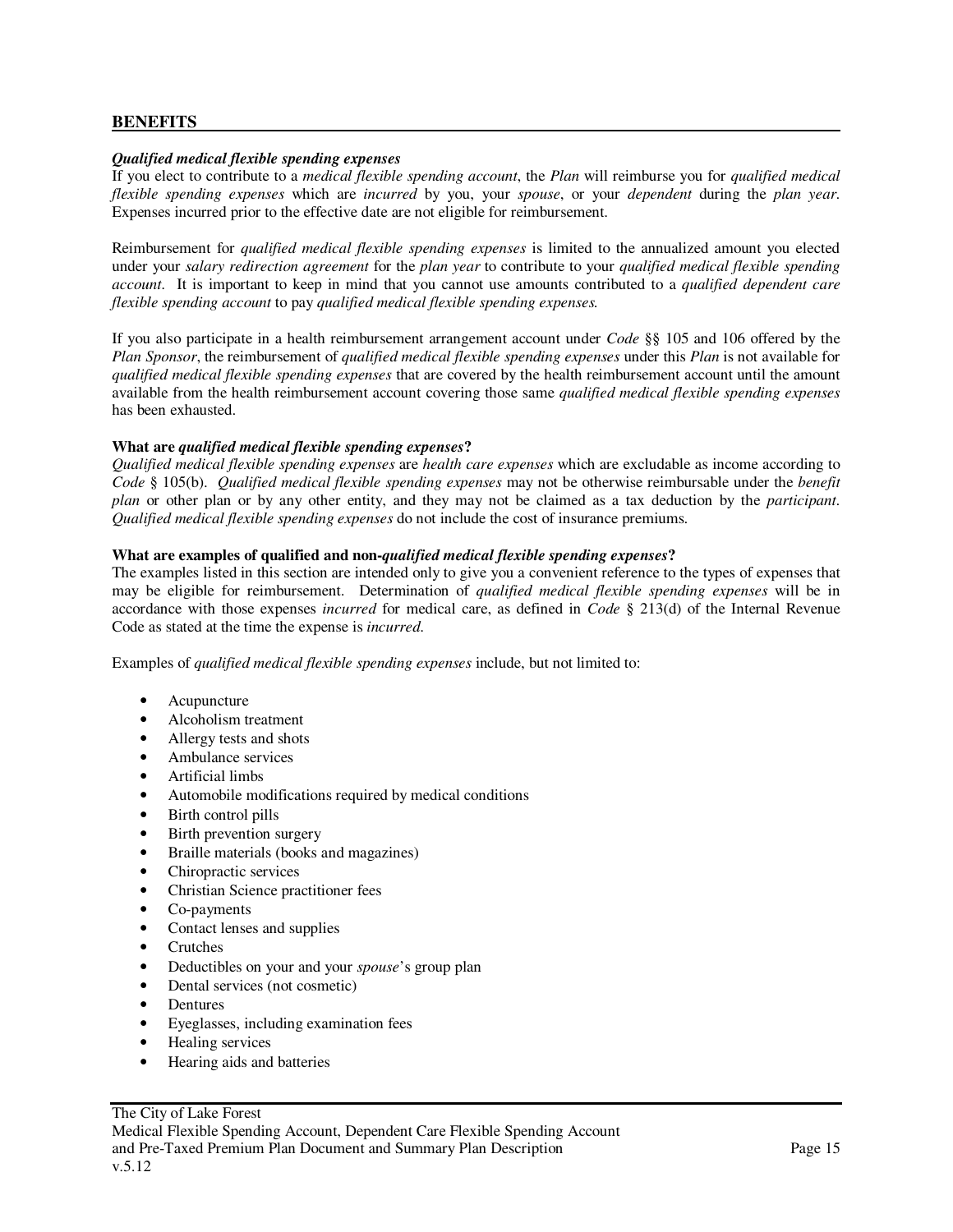## BENEFITS

***Qualified medical flexible spending expenses***

If you elect to contribute to a *medical flexible spending account*, the *Plan* will reimburse you for *qualified medical flexible spending expenses* which are *incurred* by you, your *spouse*, or your *dependent* during the *plan year*. Expenses incurred prior to the effective date are not eligible for reimbursement.

Reimbursement for *qualified medical flexible spending expenses* is limited to the annualized amount you elected under your *salary redirection agreement* for the *plan year* to contribute to your *qualified medical flexible spending account*. It is important to keep in mind that you cannot use amounts contributed to a *qualified dependent care flexible spending account* to pay *qualified medical flexible spending expenses.*

If you also participate in a health reimbursement arrangement account under *Code* §§ 105 and 106 offered by the *Plan Sponsor*, the reimbursement of *qualified medical flexible spending expenses* under this *Plan* is not available for *qualified medical flexible spending expenses* that are covered by the health reimbursement account until the amount available from the health reimbursement account covering those same *qualified medical flexible spending expenses* has been exhausted.

**What are *qualified medical flexible spending expenses*?**

*Qualified medical flexible spending expenses* are *health care expenses* which are excludable as income according to *Code* § 105(b). *Qualified medical flexible spending expenses* may not be otherwise reimbursable under the *benefit plan* or other plan or by any other entity, and they may not be claimed as a tax deduction by the *participant*. *Qualified medical flexible spending expenses* do not include the cost of insurance premiums.

**What are examples of qualified and non-*qualified medical flexible spending expenses*?**

The examples listed in this section are intended only to give you a convenient reference to the types of expenses that may be eligible for reimbursement. Determination of *qualified medical flexible spending expenses* will be in accordance with those expenses *incurred* for medical care, as defined in *Code* § 213(d) of the Internal Revenue Code as stated at the time the expense is *incurred.*

Examples of *qualified medical flexible spending expenses* include, but not limited to:

- Acupuncture
- Alcoholism treatment
- Allergy tests and shots
- Ambulance services
- Artificial limbs
- Automobile modifications required by medical conditions
- Birth control pills
- Birth prevention surgery
- Braille materials (books and magazines)
- Chiropractic services
- Christian Science practitioner fees
- Co-payments
- Contact lenses and supplies
- Crutches
- Deductibles on your and your *spouse*'s group plan
- Dental services (not cosmetic)
- Dentures
- Eyeglasses, including examination fees
- Healing services
- Hearing aids and batteries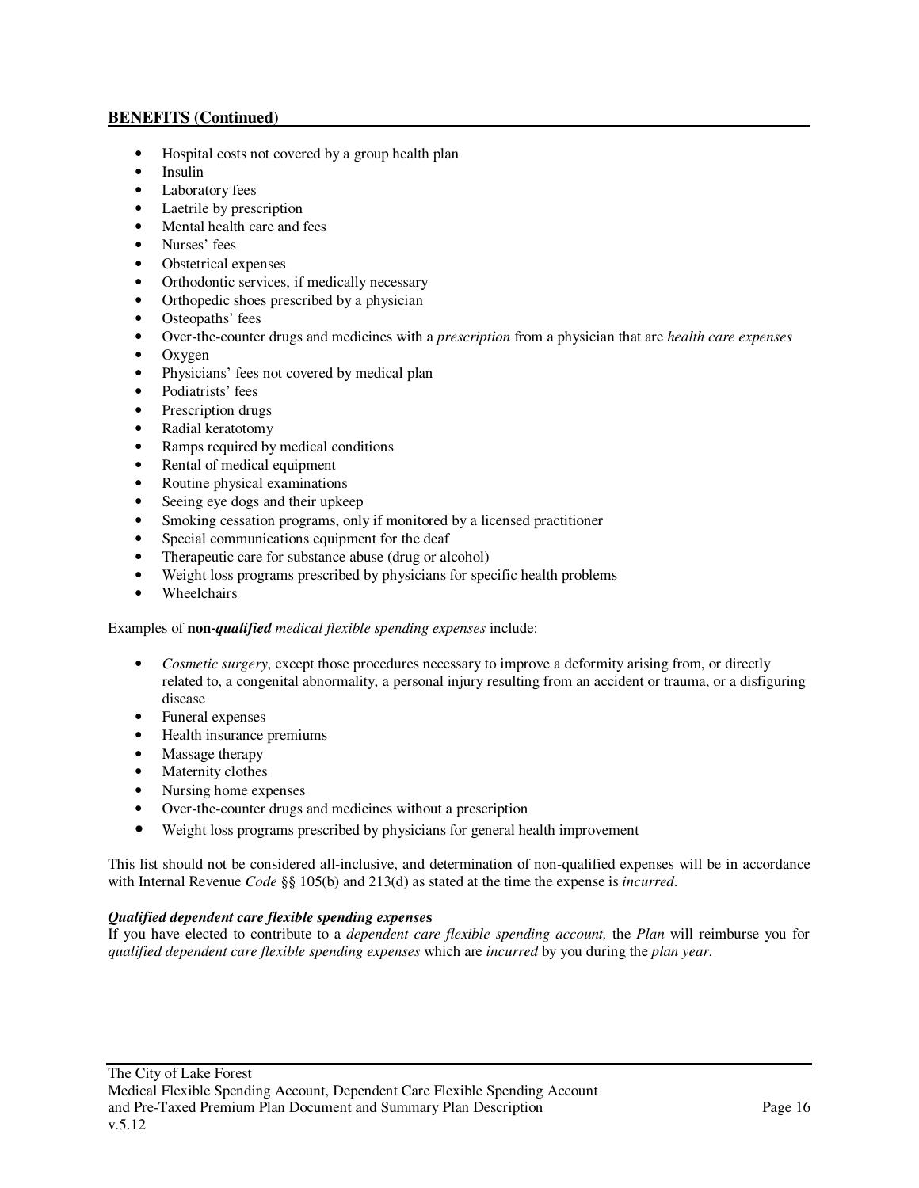## BENEFITS (Continued)

- Hospital costs not covered by a group health plan
- Insulin
- Laboratory fees
- Laetrile by prescription
- Mental health care and fees
- Nurses' fees
- Obstetrical expenses
- Orthodontic services, if medically necessary
- Orthopedic shoes prescribed by a physician
- Osteopaths' fees
- Over-the-counter drugs and medicines with a *prescription* from a physician that are *health care expenses*
- Oxygen
- Physicians' fees not covered by medical plan
- Podiatrists' fees
- Prescription drugs
- Radial keratotomy
- Ramps required by medical conditions
- Rental of medical equipment
- Routine physical examinations
- Seeing eye dogs and their upkeep
- Smoking cessation programs, only if monitored by a licensed practitioner
- Special communications equipment for the deaf
- Therapeutic care for substance abuse (drug or alcohol)
- Weight loss programs prescribed by physicians for specific health problems
- Wheelchairs

Examples of **non-*qualified*** *medical flexible spending expenses* include:

- *Cosmetic surgery*, except those procedures necessary to improve a deformity arising from, or directly related to, a congenital abnormality, a personal injury resulting from an accident or trauma, or a disfiguring disease
- Funeral expenses
- Health insurance premiums
- Massage therapy
- Maternity clothes
- Nursing home expenses
- Over-the-counter drugs and medicines without a prescription
- Weight loss programs prescribed by physicians for general health improvement

This list should not be considered all-inclusive, and determination of non-qualified expenses will be in accordance with Internal Revenue *Code* §§ 105(b) and 213(d) as stated at the time the expense is *incurred*.

***Qualified dependent care flexible spending expenses***

If you have elected to contribute to a *dependent care flexible spending account,* the *Plan* will reimburse you for *qualified dependent care flexible spending expenses* which are *incurred* by you during the *plan year*.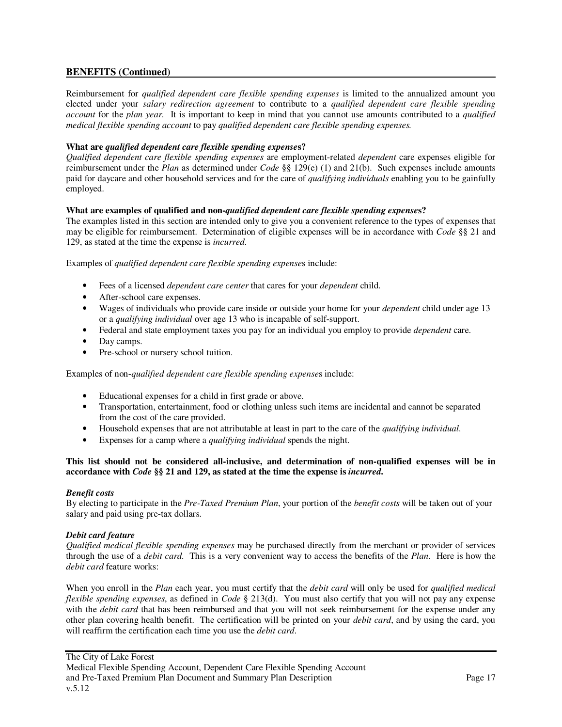## BENEFITS (Continued)

Reimbursement for *qualified dependent care flexible spending expenses* is limited to the annualized amount you elected under your *salary redirection agreement* to contribute to a *qualified dependent care flexible spending account* for the *plan year*. It is important to keep in mind that you cannot use amounts contributed to a *qualified medical flexible spending account* to pay *qualified dependent care flexible spending expenses.*

**What are *qualified dependent care flexible spending expenses*?**

*Qualified dependent care flexible spending expenses* are employment-related *dependent* care expenses eligible for reimbursement under the *Plan* as determined under *Code* §§ 129(e) (1) and 21(b). Such expenses include amounts paid for daycare and other household services and for the care of *qualifying individuals* enabling you to be gainfully employed.

**What are examples of qualified and non-*qualified dependent care flexible spending expense*s?**

The examples listed in this section are intended only to give you a convenient reference to the types of expenses that may be eligible for reimbursement. Determination of eligible expenses will be in accordance with *Code* §§ 21 and 129, as stated at the time the expense is *incurred*.

Examples of *qualified dependent care flexible spending expense*s include:

- Fees of a licensed *dependent care center* that cares for your *dependent* child.
- After-school care expenses.
- Wages of individuals who provide care inside or outside your home for your *dependent* child under age 13 or a *qualifying individual* over age 13 who is incapable of self-support.
- Federal and state employment taxes you pay for an individual you employ to provide *dependent* care.
- Day camps.
- Pre-school or nursery school tuition.

Examples of non-*qualified dependent care flexible spending expense*s include:

- Educational expenses for a child in first grade or above.
- Transportation, entertainment, food or clothing unless such items are incidental and cannot be separated from the cost of the care provided.
- Household expenses that are not attributable at least in part to the care of the *qualifying individual*.
- Expenses for a camp where a *qualifying individual* spends the night.

**This list should not be considered all-inclusive, and determination of non-qualified expenses will be in accordance with *Code* §§ 21 and 129, as stated at the time the expense is *incurred*.**

***Benefit costs***

By electing to participate in the *Pre-Taxed Premium Plan*, your portion of the *benefit costs* will be taken out of your salary and paid using pre-tax dollars.

***Debit card feature***

*Qualified medical flexible spending expenses* may be purchased directly from the merchant or provider of services through the use of a *debit card*. This is a very convenient way to access the benefits of the *Plan*. Here is how the *debit card* feature works:

When you enroll in the *Plan* each year, you must certify that the *debit card* will only be used for *qualified medical flexible spending expenses*, as defined in *Code* § 213(d). You must also certify that you will not pay any expense with the *debit card* that has been reimbursed and that you will not seek reimbursement for the expense under any other plan covering health benefit. The certification will be printed on your *debit card*, and by using the card, you will reaffirm the certification each time you use the *debit card*.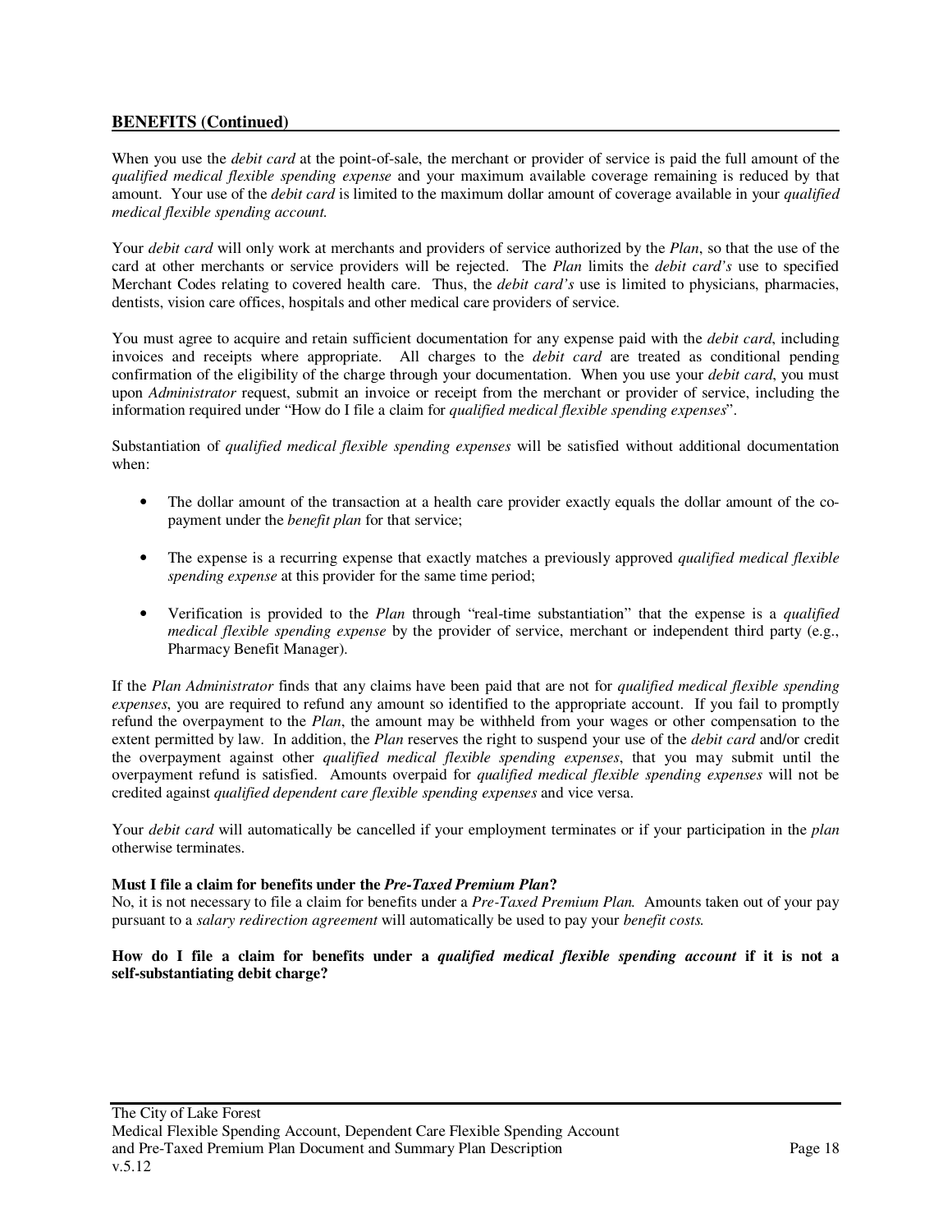**BENEFITS (Continued)**

When you use the *debit card* at the point-of-sale, the merchant or provider of service is paid the full amount of the *qualified medical flexible spending expense* and your maximum available coverage remaining is reduced by that amount. Your use of the *debit card* is limited to the maximum dollar amount of coverage available in your *qualified medical flexible spending account.*

Your *debit card* will only work at merchants and providers of service authorized by the *Plan*, so that the use of the card at other merchants or service providers will be rejected. The *Plan* limits the *debit card's* use to specified Merchant Codes relating to covered health care. Thus, the *debit card's* use is limited to physicians, pharmacies, dentists, vision care offices, hospitals and other medical care providers of service.

You must agree to acquire and retain sufficient documentation for any expense paid with the *debit card*, including invoices and receipts where appropriate. All charges to the *debit card* are treated as conditional pending confirmation of the eligibility of the charge through your documentation. When you use your *debit card*, you must upon *Administrator* request, submit an invoice or receipt from the merchant or provider of service, including the information required under "How do I file a claim for *qualified medical flexible spending expenses*".

Substantiation of *qualified medical flexible spending expenses* will be satisfied without additional documentation when:

- The dollar amount of the transaction at a health care provider exactly equals the dollar amount of the co-payment under the *benefit plan* for that service;
- The expense is a recurring expense that exactly matches a previously approved *qualified medical flexible spending expense* at this provider for the same time period;
- Verification is provided to the *Plan* through "real-time substantiation" that the expense is a *qualified medical flexible spending expense* by the provider of service, merchant or independent third party (e.g., Pharmacy Benefit Manager).

If the *Plan Administrator* finds that any claims have been paid that are not for *qualified medical flexible spending expenses*, you are required to refund any amount so identified to the appropriate account. If you fail to promptly refund the overpayment to the *Plan*, the amount may be withheld from your wages or other compensation to the extent permitted by law. In addition, the *Plan* reserves the right to suspend your use of the *debit card* and/or credit the overpayment against other *qualified medical flexible spending expenses*, that you may submit until the overpayment refund is satisfied. Amounts overpaid for *qualified medical flexible spending expenses* will not be credited against *qualified dependent care flexible spending expenses* and vice versa.

Your *debit card* will automatically be cancelled if your employment terminates or if your participation in the *plan* otherwise terminates.

**Must I file a claim for benefits under the *Pre-Taxed Premium Plan*?**

No, it is not necessary to file a claim for benefits under a *Pre-Taxed Premium Plan.* Amounts taken out of your pay pursuant to a *salary redirection agreement* will automatically be used to pay your *benefit costs.*

**How do I file a claim for benefits under a *qualified medical flexible spending account* if it is not a self-substantiating debit charge?**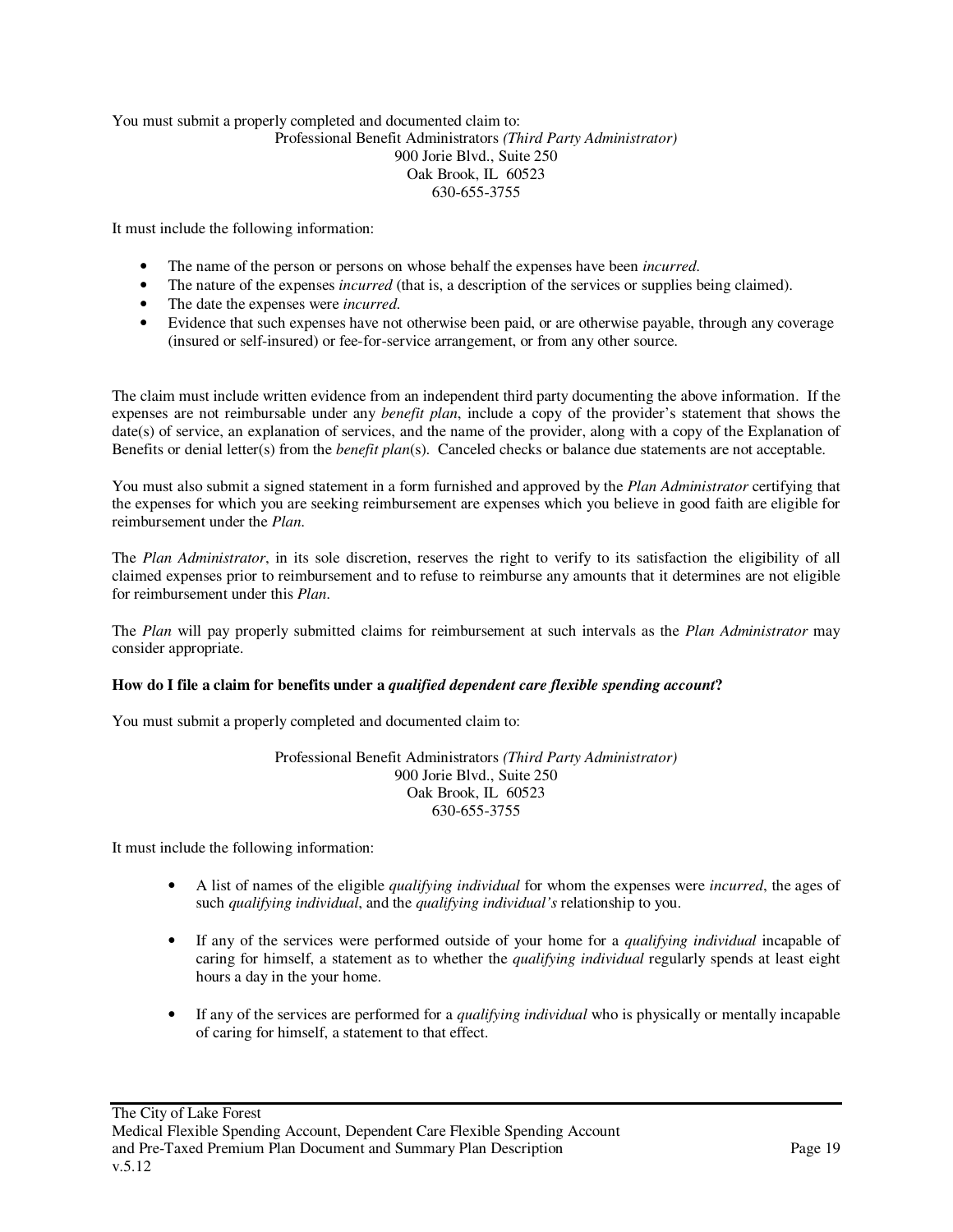You must submit a properly completed and documented claim to:

Professional Benefit Administrators *(Third Party Administrator)*
900 Jorie Blvd., Suite 250
Oak Brook, IL 60523
630-655-3755

It must include the following information:

- The name of the person or persons on whose behalf the expenses have been *incurred*.
- The nature of the expenses *incurred* (that is, a description of the services or supplies being claimed).
- The date the expenses were *incurred*.
- Evidence that such expenses have not otherwise been paid, or are otherwise payable, through any coverage (insured or self-insured) or fee-for-service arrangement, or from any other source.

The claim must include written evidence from an independent third party documenting the above information. If the expenses are not reimbursable under any *benefit plan*, include a copy of the provider's statement that shows the date(s) of service, an explanation of services, and the name of the provider, along with a copy of the Explanation of Benefits or denial letter(s) from the *benefit plan*(s). Canceled checks or balance due statements are not acceptable.

You must also submit a signed statement in a form furnished and approved by the *Plan Administrator* certifying that the expenses for which you are seeking reimbursement are expenses which you believe in good faith are eligible for reimbursement under the *Plan*.

The *Plan Administrator*, in its sole discretion, reserves the right to verify to its satisfaction the eligibility of all claimed expenses prior to reimbursement and to refuse to reimburse any amounts that it determines are not eligible for reimbursement under this *Plan*.

The *Plan* will pay properly submitted claims for reimbursement at such intervals as the *Plan Administrator* may consider appropriate.

**How do I file a claim for benefits under a *qualified dependent care flexible spending account*?**

You must submit a properly completed and documented claim to:

Professional Benefit Administrators *(Third Party Administrator)*
900 Jorie Blvd., Suite 250
Oak Brook, IL 60523
630-655-3755

It must include the following information:

- A list of names of the eligible *qualifying individual* for whom the expenses were *incurred*, the ages of such *qualifying individual*, and the *qualifying individual's* relationship to you.

- If any of the services were performed outside of your home for a *qualifying individual* incapable of caring for himself, a statement as to whether the *qualifying individual* regularly spends at least eight hours a day in the your home.

- If any of the services are performed for a *qualifying individual* who is physically or mentally incapable of caring for himself, a statement to that effect.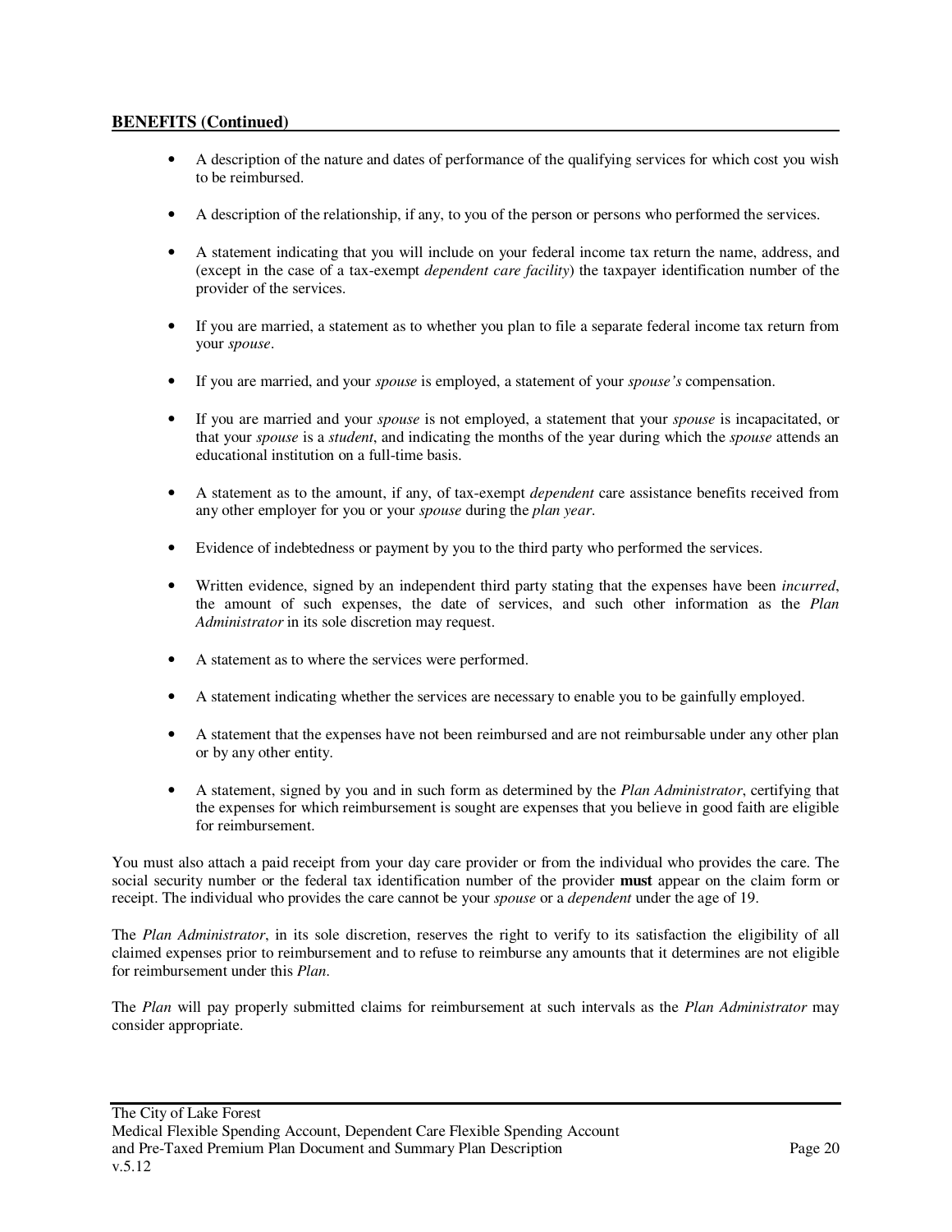## BENEFITS (Continued)

- A description of the nature and dates of performance of the qualifying services for which cost you wish to be reimbursed.
- A description of the relationship, if any, to you of the person or persons who performed the services.
- A statement indicating that you will include on your federal income tax return the name, address, and (except in the case of a tax-exempt *dependent care facility*) the taxpayer identification number of the provider of the services.
- If you are married, a statement as to whether you plan to file a separate federal income tax return from your *spouse*.
- If you are married, and your *spouse* is employed, a statement of your *spouse's* compensation.
- If you are married and your *spouse* is not employed, a statement that your *spouse* is incapacitated, or that your *spouse* is a *student*, and indicating the months of the year during which the *spouse* attends an educational institution on a full-time basis.
- A statement as to the amount, if any, of tax-exempt *dependent* care assistance benefits received from any other employer for you or your *spouse* during the *plan year*.
- Evidence of indebtedness or payment by you to the third party who performed the services.
- Written evidence, signed by an independent third party stating that the expenses have been *incurred*, the amount of such expenses, the date of services, and such other information as the *Plan Administrator* in its sole discretion may request.
- A statement as to where the services were performed.
- A statement indicating whether the services are necessary to enable you to be gainfully employed.
- A statement that the expenses have not been reimbursed and are not reimbursable under any other plan or by any other entity.
- A statement, signed by you and in such form as determined by the *Plan Administrator*, certifying that the expenses for which reimbursement is sought are expenses that you believe in good faith are eligible for reimbursement.

You must also attach a paid receipt from your day care provider or from the individual who provides the care. The social security number or the federal tax identification number of the provider **must** appear on the claim form or receipt. The individual who provides the care cannot be your *spouse* or a *dependent* under the age of 19.

The *Plan Administrator*, in its sole discretion, reserves the right to verify to its satisfaction the eligibility of all claimed expenses prior to reimbursement and to refuse to reimburse any amounts that it determines are not eligible for reimbursement under this *Plan*.

The *Plan* will pay properly submitted claims for reimbursement at such intervals as the *Plan Administrator* may consider appropriate.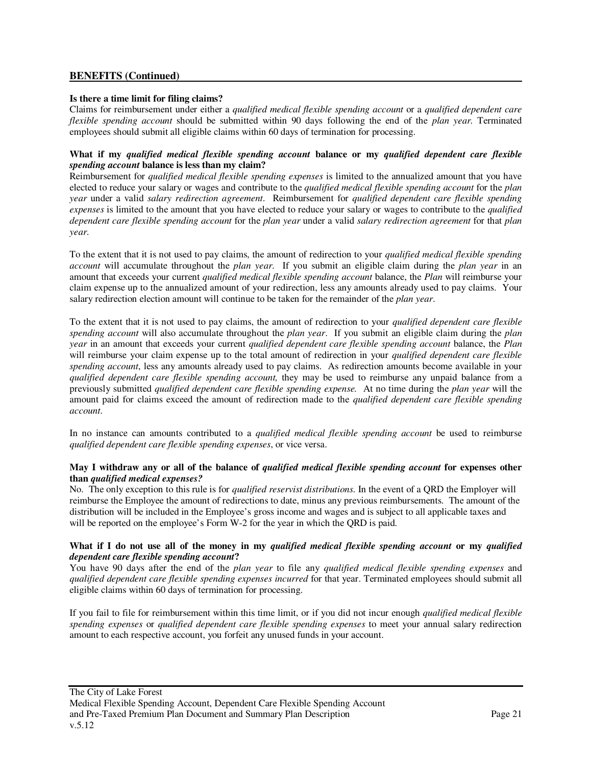## BENEFITS (Continued)

**Is there a time limit for filing claims?**

Claims for reimbursement under either a *qualified medical flexible spending account* or a *qualified dependent care flexible spending account* should be submitted within 90 days following the end of the *plan year.* Terminated employees should submit all eligible claims within 60 days of termination for processing.

**What if my *qualified medical flexible spending account* balance or my *qualified dependent care flexible spending account* balance is less than my claim?**

Reimbursement for *qualified medical flexible spending expenses* is limited to the annualized amount that you have elected to reduce your salary or wages and contribute to the *qualified medical flexible spending account* for the *plan year* under a valid *salary redirection agreement*. Reimbursement for *qualified dependent care flexible spending expenses* is limited to the amount that you have elected to reduce your salary or wages to contribute to the *qualified dependent care flexible spending account* for the *plan year* under a valid *salary redirection agreement* for that *plan year.*

To the extent that it is not used to pay claims, the amount of redirection to your *qualified medical flexible spending account* will accumulate throughout the *plan year.* If you submit an eligible claim during the *plan year* in an amount that exceeds your current *qualified medical flexible spending account* balance, the *Plan* will reimburse your claim expense up to the annualized amount of your redirection, less any amounts already used to pay claims. Your salary redirection election amount will continue to be taken for the remainder of the *plan year*.

To the extent that it is not used to pay claims, the amount of redirection to your *qualified dependent care flexible spending account* will also accumulate throughout the *plan year*. If you submit an eligible claim during the *plan year* in an amount that exceeds your current *qualified dependent care flexible spending account* balance, the *Plan* will reimburse your claim expense up to the total amount of redirection in your *qualified dependent care flexible spending account*, less any amounts already used to pay claims. As redirection amounts become available in your *qualified dependent care flexible spending account,* they may be used to reimburse any unpaid balance from a previously submitted *qualified dependent care flexible spending expense.* At no time during the *plan year* will the amount paid for claims exceed the amount of redirection made to the *qualified dependent care flexible spending account*.

In no instance can amounts contributed to a *qualified medical flexible spending account* be used to reimburse *qualified dependent care flexible spending expenses*, or vice versa.

**May I withdraw any or all of the balance of *qualified medical flexible spending account* for expenses other than *qualified medical expenses?***

No. The only exception to this rule is for *qualified reservist distributions.* In the event of a QRD the Employer will reimburse the Employee the amount of redirections to date, minus any previous reimbursements. The amount of the distribution will be included in the Employee's gross income and wages and is subject to all applicable taxes and will be reported on the employee's Form W-2 for the year in which the QRD is paid.

**What if I do not use all of the money in my *qualified medical flexible spending account* or my *qualified dependent care flexible spending account*?**

You have 90 days after the end of the *plan year* to file any *qualified medical flexible spending expenses* and *qualified dependent care flexible spending expenses incurred* for that year. Terminated employees should submit all eligible claims within 60 days of termination for processing.

If you fail to file for reimbursement within this time limit, or if you did not incur enough *qualified medical flexible spending expenses* or *qualified dependent care flexible spending expenses* to meet your annual salary redirection amount to each respective account, you forfeit any unused funds in your account.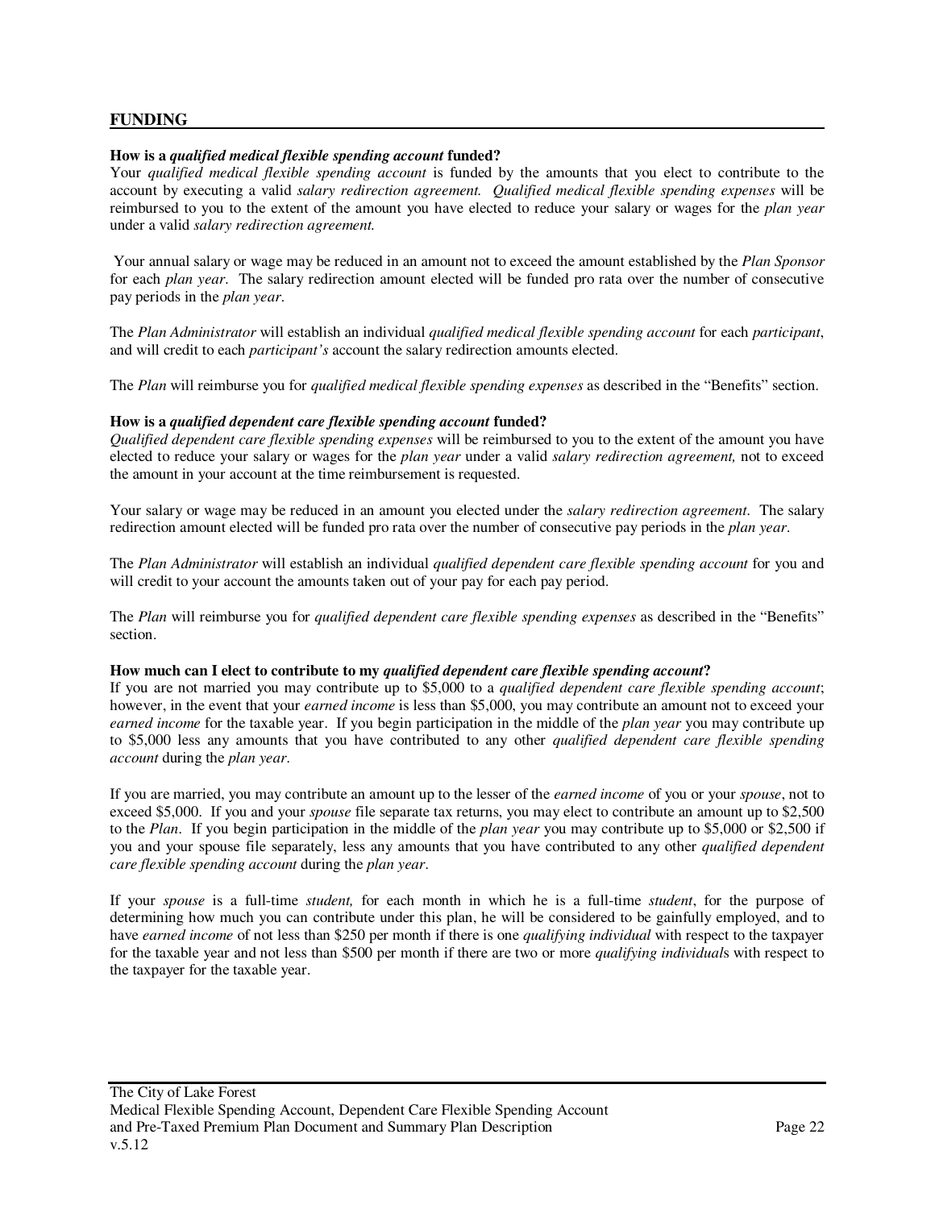## FUNDING

**How is a *qualified medical flexible spending account* funded?**
Your *qualified medical flexible spending account* is funded by the amounts that you elect to contribute to the account by executing a valid *salary redirection agreement. Qualified medical flexible spending expenses* will be reimbursed to you to the extent of the amount you have elected to reduce your salary or wages for the *plan year* under a valid *salary redirection agreement.*

Your annual salary or wage may be reduced in an amount not to exceed the amount established by the *Plan Sponsor* for each *plan year*. The salary redirection amount elected will be funded pro rata over the number of consecutive pay periods in the *plan year*.

The *Plan Administrator* will establish an individual *qualified medical flexible spending account* for each *participant*, and will credit to each *participant's* account the salary redirection amounts elected.

The *Plan* will reimburse you for *qualified medical flexible spending expenses* as described in the "Benefits" section.

**How is a *qualified dependent care flexible spending account* funded?**
*Qualified dependent care flexible spending expenses* will be reimbursed to you to the extent of the amount you have elected to reduce your salary or wages for the *plan year* under a valid *salary redirection agreement,* not to exceed the amount in your account at the time reimbursement is requested.

Your salary or wage may be reduced in an amount you elected under the *salary redirection agreement*. The salary redirection amount elected will be funded pro rata over the number of consecutive pay periods in the *plan year*.

The *Plan Administrator* will establish an individual *qualified dependent care flexible spending account* for you and will credit to your account the amounts taken out of your pay for each pay period.

The *Plan* will reimburse you for *qualified dependent care flexible spending expenses* as described in the "Benefits" section.

**How much can I elect to contribute to my *qualified dependent care flexible spending account*?**
If you are not married you may contribute up to $5,000 to a *qualified dependent care flexible spending account*; however, in the event that your *earned income* is less than $5,000, you may contribute an amount not to exceed your *earned income* for the taxable year. If you begin participation in the middle of the *plan year* you may contribute up to $5,000 less any amounts that you have contributed to any other *qualified dependent care flexible spending account* during the *plan year*.

If you are married, you may contribute an amount up to the lesser of the *earned income* of you or your *spouse*, not to exceed $5,000. If you and your *spouse* file separate tax returns, you may elect to contribute an amount up to $2,500 to the *Plan*. If you begin participation in the middle of the *plan year* you may contribute up to $5,000 or $2,500 if you and your spouse file separately, less any amounts that you have contributed to any other *qualified dependent care flexible spending account* during the *plan year*.

If your *spouse* is a full-time *student,* for each month in which he is a full-time *student*, for the purpose of determining how much you can contribute under this plan, he will be considered to be gainfully employed, and to have *earned income* of not less than $250 per month if there is one *qualifying individual* with respect to the taxpayer for the taxable year and not less than $500 per month if there are two or more *qualifying individual*s with respect to the taxpayer for the taxable year.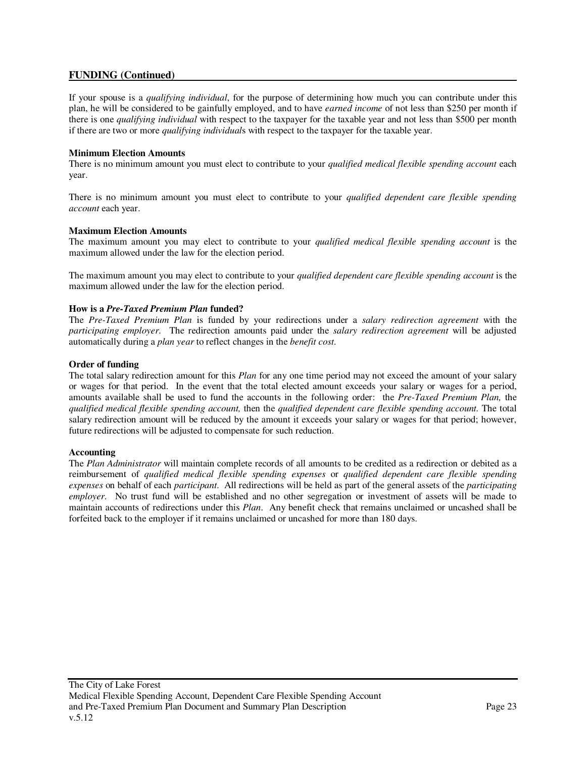## FUNDING (Continued)

If your spouse is a *qualifying individual*, for the purpose of determining how much you can contribute under this plan, he will be considered to be gainfully employed, and to have *earned income* of not less than $250 per month if there is one *qualifying individual* with respect to the taxpayer for the taxable year and not less than $500 per month if there are two or more *qualifying individual*s with respect to the taxpayer for the taxable year.

**Minimum Election Amounts**

There is no minimum amount you must elect to contribute to your *qualified medical flexible spending account* each year.

There is no minimum amount you must elect to contribute to your *qualified dependent care flexible spending account* each year.

**Maximum Election Amounts**

The maximum amount you may elect to contribute to your *qualified medical flexible spending account* is the maximum allowed under the law for the election period.

The maximum amount you may elect to contribute to your *qualified dependent care flexible spending account* is the maximum allowed under the law for the election period.

**How is a *Pre-Taxed Premium Plan* funded?**

The *Pre-Taxed Premium Plan* is funded by your redirections under a *salary redirection agreement* with the *participating employer*. The redirection amounts paid under the *salary redirection agreement* will be adjusted automatically during a *plan year* to reflect changes in the *benefit cost*.

**Order of funding**

The total salary redirection amount for this *Plan* for any one time period may not exceed the amount of your salary or wages for that period. In the event that the total elected amount exceeds your salary or wages for a period, amounts available shall be used to fund the accounts in the following order: the *Pre-Taxed Premium Plan,* the *qualified medical flexible spending account,* then the *qualified dependent care flexible spending account.* The total salary redirection amount will be reduced by the amount it exceeds your salary or wages for that period; however, future redirections will be adjusted to compensate for such reduction.

**Accounting**

The *Plan Administrator* will maintain complete records of all amounts to be credited as a redirection or debited as a reimbursement of *qualified medical flexible spending expenses* or *qualified dependent care flexible spending expenses* on behalf of each *participant*. All redirections will be held as part of the general assets of the *participating employer*. No trust fund will be established and no other segregation or investment of assets will be made to maintain accounts of redirections under this *Plan*. Any benefit check that remains unclaimed or uncashed shall be forfeited back to the employer if it remains unclaimed or uncashed for more than 180 days.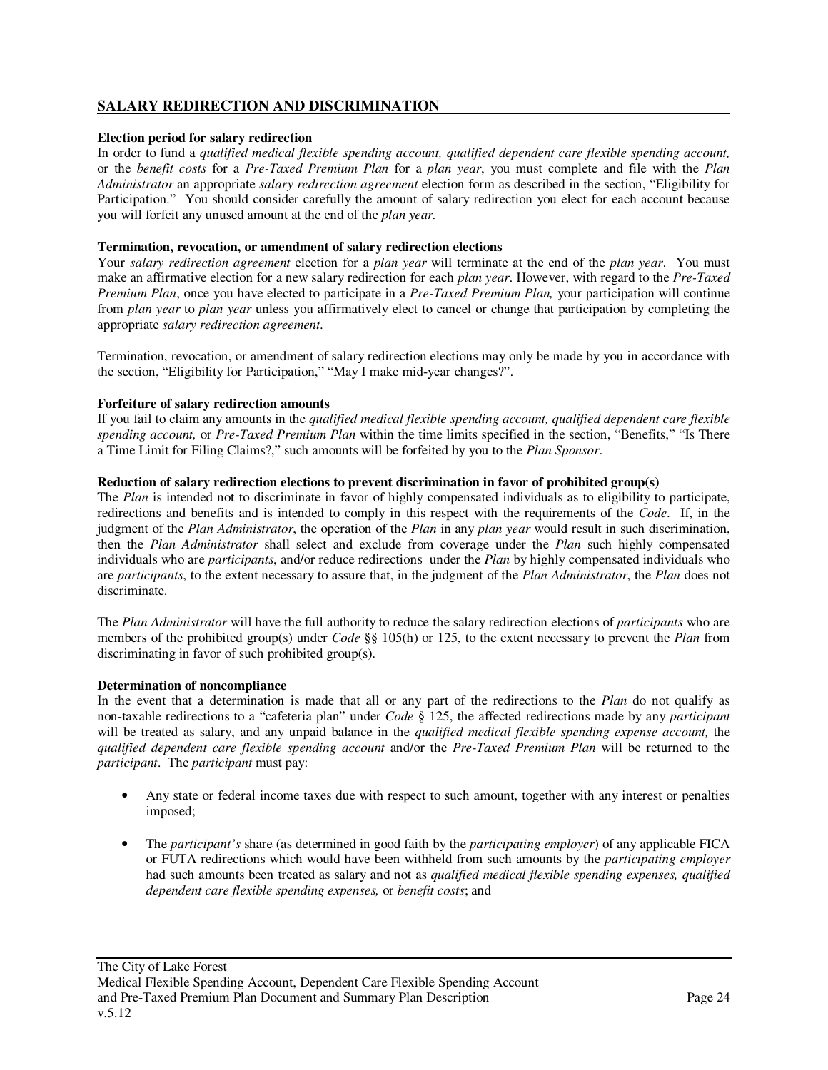## SALARY REDIRECTION AND DISCRIMINATION

**Election period for salary redirection**
In order to fund a *qualified medical flexible spending account, qualified dependent care flexible spending account,* or the *benefit costs* for a *Pre-Taxed Premium Plan* for a *plan year*, you must complete and file with the *Plan Administrator* an appropriate *salary redirection agreement* election form as described in the section, "Eligibility for Participation." You should consider carefully the amount of salary redirection you elect for each account because you will forfeit any unused amount at the end of the *plan year.*

**Termination, revocation, or amendment of salary redirection elections**
Your *salary redirection agreement* election for a *plan year* will terminate at the end of the *plan year*. You must make an affirmative election for a new salary redirection for each *plan year*. However, with regard to the *Pre-Taxed Premium Plan*, once you have elected to participate in a *Pre-Taxed Premium Plan,* your participation will continue from *plan year* to *plan year* unless you affirmatively elect to cancel or change that participation by completing the appropriate *salary redirection agreement*.

Termination, revocation, or amendment of salary redirection elections may only be made by you in accordance with the section, "Eligibility for Participation," "May I make mid-year changes?".

**Forfeiture of salary redirection amounts**
If you fail to claim any amounts in the *qualified medical flexible spending account, qualified dependent care flexible spending account,* or *Pre-Taxed Premium Plan* within the time limits specified in the section, "Benefits," "Is There a Time Limit for Filing Claims?," such amounts will be forfeited by you to the *Plan Sponsor*.

**Reduction of salary redirection elections to prevent discrimination in favor of prohibited group(s)**
The *Plan* is intended not to discriminate in favor of highly compensated individuals as to eligibility to participate, redirections and benefits and is intended to comply in this respect with the requirements of the *Code*. If, in the judgment of the *Plan Administrator*, the operation of the *Plan* in any *plan year* would result in such discrimination, then the *Plan Administrator* shall select and exclude from coverage under the *Plan* such highly compensated individuals who are *participants*, and/or reduce redirections under the *Plan* by highly compensated individuals who are *participants*, to the extent necessary to assure that, in the judgment of the *Plan Administrator*, the *Plan* does not discriminate.

The *Plan Administrator* will have the full authority to reduce the salary redirection elections of *participants* who are members of the prohibited group(s) under *Code* §§ 105(h) or 125, to the extent necessary to prevent the *Plan* from discriminating in favor of such prohibited group(s).

**Determination of noncompliance**
In the event that a determination is made that all or any part of the redirections to the *Plan* do not qualify as non-taxable redirections to a "cafeteria plan" under *Code* § 125, the affected redirections made by any *participant* will be treated as salary, and any unpaid balance in the *qualified medical flexible spending expense account,* the *qualified dependent care flexible spending account* and/or the *Pre-Taxed Premium Plan* will be returned to the *participant*. The *participant* must pay:

- Any state or federal income taxes due with respect to such amount, together with any interest or penalties imposed;
- The *participant's* share (as determined in good faith by the *participating employer*) of any applicable FICA or FUTA redirections which would have been withheld from such amounts by the *participating employer* had such amounts been treated as salary and not as *qualified medical flexible spending expenses, qualified dependent care flexible spending expenses,* or *benefit costs*; and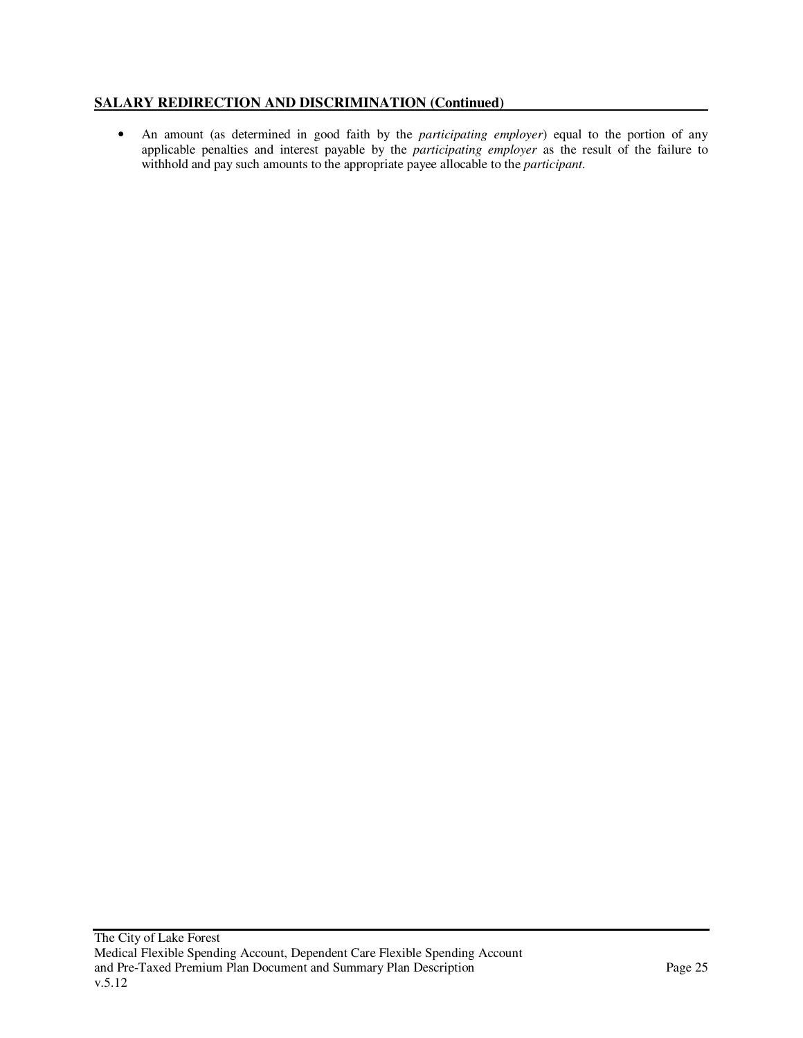## SALARY REDIRECTION AND DISCRIMINATION (Continued)

- An amount (as determined in good faith by the *participating employer*) equal to the portion of any applicable penalties and interest payable by the *participating employer* as the result of the failure to withhold and pay such amounts to the appropriate payee allocable to the *participant*.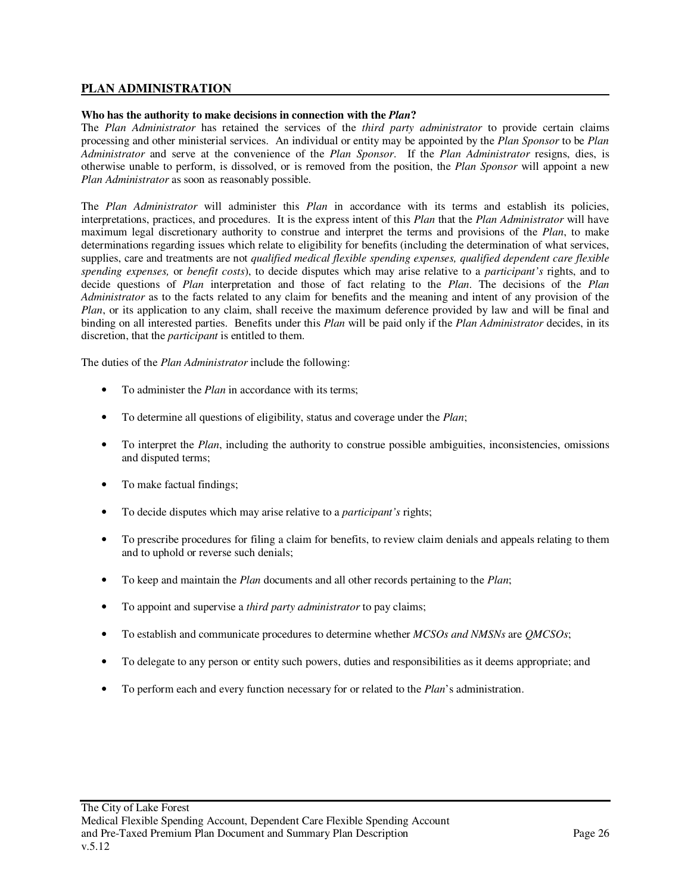## PLAN ADMINISTRATION

**Who has the authority to make decisions in connection with the *Plan*?**

The *Plan Administrator* has retained the services of the *third party administrator* to provide certain claims processing and other ministerial services. An individual or entity may be appointed by the *Plan Sponsor* to be *Plan Administrator* and serve at the convenience of the *Plan Sponsor*. If the *Plan Administrator* resigns, dies, is otherwise unable to perform, is dissolved, or is removed from the position, the *Plan Sponsor* will appoint a new *Plan Administrator* as soon as reasonably possible.

The *Plan Administrator* will administer this *Plan* in accordance with its terms and establish its policies, interpretations, practices, and procedures. It is the express intent of this *Plan* that the *Plan Administrator* will have maximum legal discretionary authority to construe and interpret the terms and provisions of the *Plan*, to make determinations regarding issues which relate to eligibility for benefits (including the determination of what services, supplies, care and treatments are not *qualified medical flexible spending expenses, qualified dependent care flexible spending expenses,* or *benefit costs*), to decide disputes which may arise relative to a *participant's* rights, and to decide questions of *Plan* interpretation and those of fact relating to the *Plan*. The decisions of the *Plan Administrator* as to the facts related to any claim for benefits and the meaning and intent of any provision of the *Plan*, or its application to any claim, shall receive the maximum deference provided by law and will be final and binding on all interested parties. Benefits under this *Plan* will be paid only if the *Plan Administrator* decides, in its discretion, that the *participant* is entitled to them.

The duties of the *Plan Administrator* include the following:

- To administer the *Plan* in accordance with its terms;
- To determine all questions of eligibility, status and coverage under the *Plan*;
- To interpret the *Plan*, including the authority to construe possible ambiguities, inconsistencies, omissions and disputed terms;
- To make factual findings;
- To decide disputes which may arise relative to a *participant's* rights;
- To prescribe procedures for filing a claim for benefits, to review claim denials and appeals relating to them and to uphold or reverse such denials;
- To keep and maintain the *Plan* documents and all other records pertaining to the *Plan*;
- To appoint and supervise a *third party administrator* to pay claims;
- To establish and communicate procedures to determine whether *MCSOs and NMSNs* are *QMCSOs*;
- To delegate to any person or entity such powers, duties and responsibilities as it deems appropriate; and
- To perform each and every function necessary for or related to the *Plan*'s administration.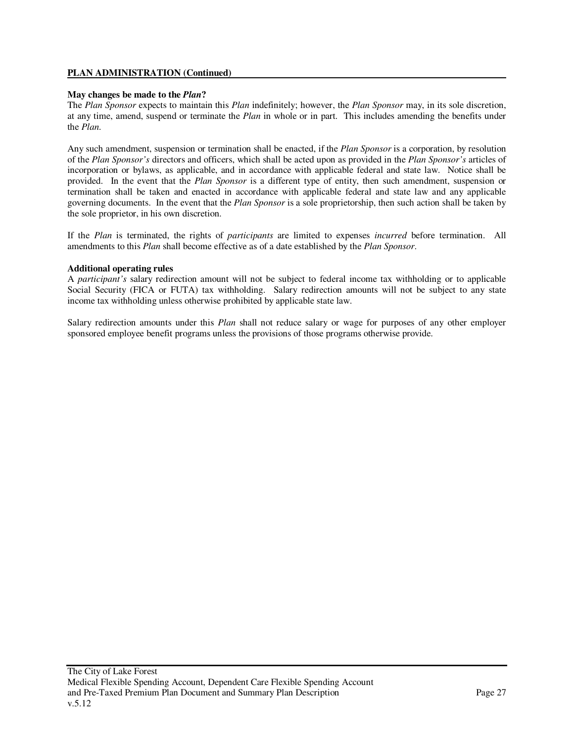## PLAN ADMINISTRATION (Continued)

**May changes be made to the *Plan*?**

The *Plan Sponsor* expects to maintain this *Plan* indefinitely; however, the *Plan Sponsor* may, in its sole discretion, at any time, amend, suspend or terminate the *Plan* in whole or in part. This includes amending the benefits under the *Plan*.

Any such amendment, suspension or termination shall be enacted, if the *Plan Sponsor* is a corporation, by resolution of the *Plan Sponsor's* directors and officers, which shall be acted upon as provided in the *Plan Sponsor's* articles of incorporation or bylaws, as applicable, and in accordance with applicable federal and state law. Notice shall be provided. In the event that the *Plan Sponsor* is a different type of entity, then such amendment, suspension or termination shall be taken and enacted in accordance with applicable federal and state law and any applicable governing documents. In the event that the *Plan Sponsor* is a sole proprietorship, then such action shall be taken by the sole proprietor, in his own discretion.

If the *Plan* is terminated, the rights of *participants* are limited to expenses *incurred* before termination. All amendments to this *Plan* shall become effective as of a date established by the *Plan Sponsor*.

**Additional operating rules**

A *participant's* salary redirection amount will not be subject to federal income tax withholding or to applicable Social Security (FICA or FUTA) tax withholding. Salary redirection amounts will not be subject to any state income tax withholding unless otherwise prohibited by applicable state law.

Salary redirection amounts under this *Plan* shall not reduce salary or wage for purposes of any other employer sponsored employee benefit programs unless the provisions of those programs otherwise provide.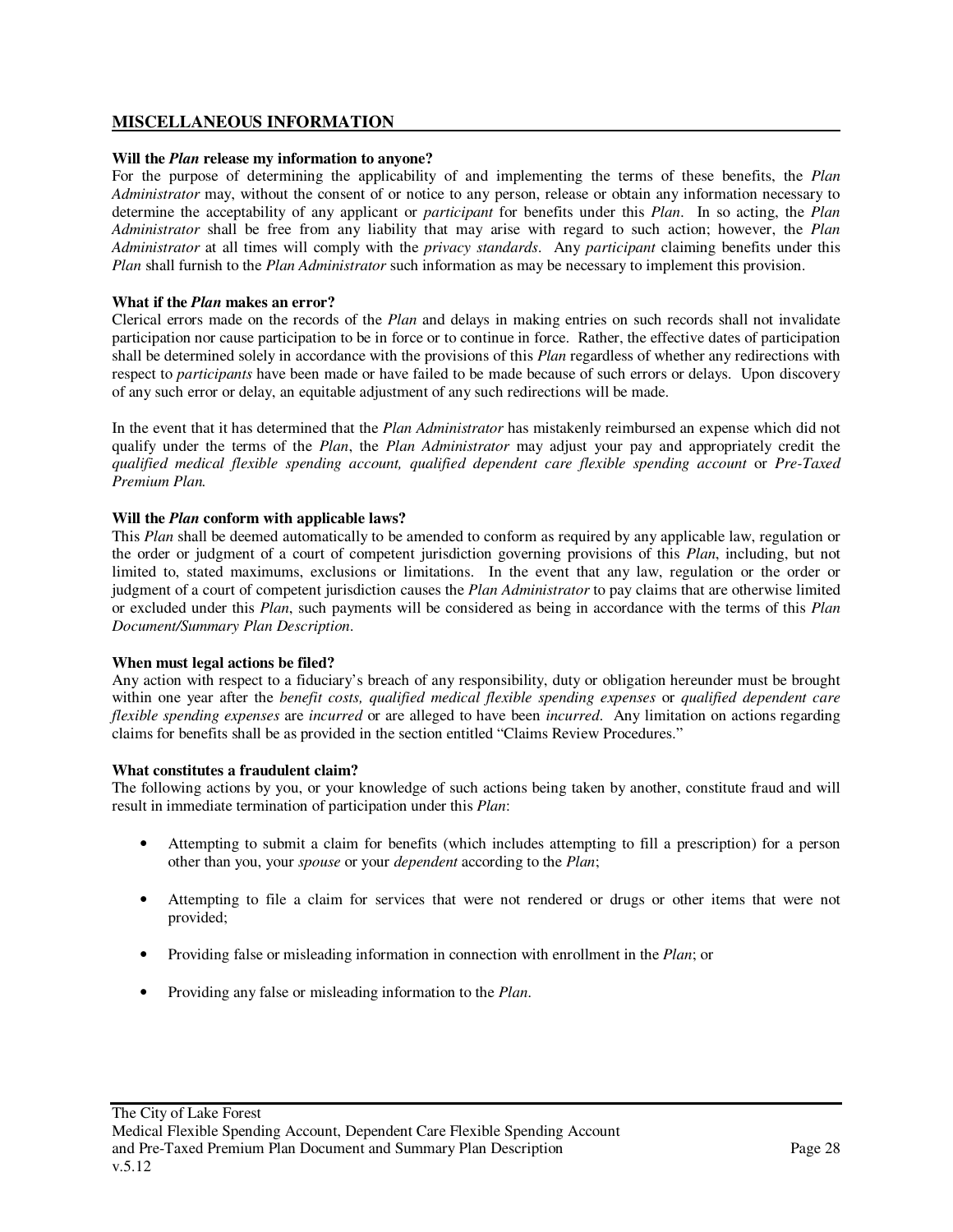## MISCELLANEOUS INFORMATION

**Will the *Plan* release my information to anyone?**

For the purpose of determining the applicability of and implementing the terms of these benefits, the *Plan Administrator* may, without the consent of or notice to any person, release or obtain any information necessary to determine the acceptability of any applicant or *participant* for benefits under this *Plan*. In so acting, the *Plan Administrator* shall be free from any liability that may arise with regard to such action; however, the *Plan Administrator* at all times will comply with the *privacy standards*. Any *participant* claiming benefits under this *Plan* shall furnish to the *Plan Administrator* such information as may be necessary to implement this provision.

**What if the *Plan* makes an error?**

Clerical errors made on the records of the *Plan* and delays in making entries on such records shall not invalidate participation nor cause participation to be in force or to continue in force. Rather, the effective dates of participation shall be determined solely in accordance with the provisions of this *Plan* regardless of whether any redirections with respect to *participants* have been made or have failed to be made because of such errors or delays. Upon discovery of any such error or delay, an equitable adjustment of any such redirections will be made.

In the event that it has determined that the *Plan Administrator* has mistakenly reimbursed an expense which did not qualify under the terms of the *Plan*, the *Plan Administrator* may adjust your pay and appropriately credit the *qualified medical flexible spending account, qualified dependent care flexible spending account* or *Pre-Taxed Premium Plan.*

**Will the *Plan* conform with applicable laws?**

This *Plan* shall be deemed automatically to be amended to conform as required by any applicable law, regulation or the order or judgment of a court of competent jurisdiction governing provisions of this *Plan*, including, but not limited to, stated maximums, exclusions or limitations. In the event that any law, regulation or the order or judgment of a court of competent jurisdiction causes the *Plan Administrator* to pay claims that are otherwise limited or excluded under this *Plan*, such payments will be considered as being in accordance with the terms of this *Plan Document/Summary Plan Description*.

**When must legal actions be filed?**

Any action with respect to a fiduciary's breach of any responsibility, duty or obligation hereunder must be brought within one year after the *benefit costs, qualified medical flexible spending expenses* or *qualified dependent care flexible spending expenses* are *incurred* or are alleged to have been *incurred*. Any limitation on actions regarding claims for benefits shall be as provided in the section entitled "Claims Review Procedures."

**What constitutes a fraudulent claim?**

The following actions by you, or your knowledge of such actions being taken by another, constitute fraud and will result in immediate termination of participation under this *Plan*:

- Attempting to submit a claim for benefits (which includes attempting to fill a prescription) for a person other than you, your *spouse* or your *dependent* according to the *Plan*;
- Attempting to file a claim for services that were not rendered or drugs or other items that were not provided;
- Providing false or misleading information in connection with enrollment in the *Plan*; or
- Providing any false or misleading information to the *Plan*.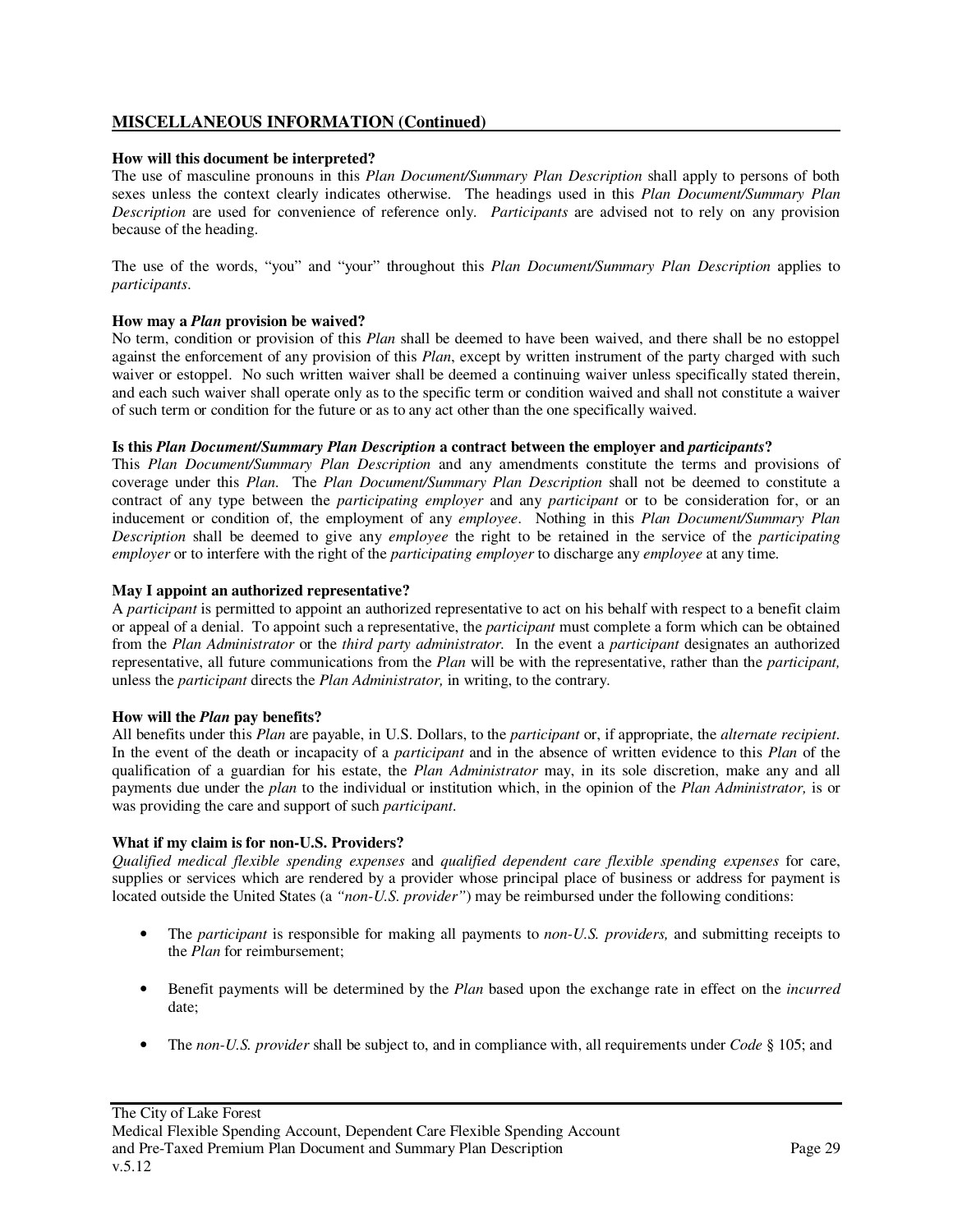## MISCELLANEOUS INFORMATION (Continued)

**How will this document be interpreted?**
The use of masculine pronouns in this *Plan Document/Summary Plan Description* shall apply to persons of both sexes unless the context clearly indicates otherwise. The headings used in this *Plan Document/Summary Plan Description* are used for convenience of reference only. *Participants* are advised not to rely on any provision because of the heading.

The use of the words, "you" and "your" throughout this *Plan Document/Summary Plan Description* applies to *participants*.

**How may a *Plan* provision be waived?**
No term, condition or provision of this *Plan* shall be deemed to have been waived, and there shall be no estoppel against the enforcement of any provision of this *Plan*, except by written instrument of the party charged with such waiver or estoppel. No such written waiver shall be deemed a continuing waiver unless specifically stated therein, and each such waiver shall operate only as to the specific term or condition waived and shall not constitute a waiver of such term or condition for the future or as to any act other than the one specifically waived.

**Is this *Plan Document/Summary Plan Description* a contract between the employer and *participants*?**
This *Plan Document/Summary Plan Description* and any amendments constitute the terms and provisions of coverage under this *Plan*. The *Plan Document/Summary Plan Description* shall not be deemed to constitute a contract of any type between the *participating employer* and any *participant* or to be consideration for, or an inducement or condition of, the employment of any *employee*. Nothing in this *Plan Document/Summary Plan Description* shall be deemed to give any *employee* the right to be retained in the service of the *participating employer* or to interfere with the right of the *participating employer* to discharge any *employee* at any time.

**May I appoint an authorized representative?**
A *participant* is permitted to appoint an authorized representative to act on his behalf with respect to a benefit claim or appeal of a denial. To appoint such a representative, the *participant* must complete a form which can be obtained from the *Plan Administrator* or the *third party administrator*. In the event a *participant* designates an authorized representative, all future communications from the *Plan* will be with the representative, rather than the *participant,* unless the *participant* directs the *Plan Administrator,* in writing, to the contrary.

**How will the *Plan* pay benefits?**
All benefits under this *Plan* are payable, in U.S. Dollars, to the *participant* or, if appropriate, the *alternate recipient*. In the event of the death or incapacity of a *participant* and in the absence of written evidence to this *Plan* of the qualification of a guardian for his estate, the *Plan Administrator* may, in its sole discretion, make any and all payments due under the *plan* to the individual or institution which, in the opinion of the *Plan Administrator,* is or was providing the care and support of such *participant*.

**What if my claim is for non-U.S. Providers?**
*Qualified medical flexible spending expenses* and *qualified dependent care flexible spending expenses* for care, supplies or services which are rendered by a provider whose principal place of business or address for payment is located outside the United States (a *"non-U.S. provider"*) may be reimbursed under the following conditions:

- The *participant* is responsible for making all payments to *non-U.S. providers,* and submitting receipts to the *Plan* for reimbursement;

- Benefit payments will be determined by the *Plan* based upon the exchange rate in effect on the *incurred* date;

- The *non-U.S. provider* shall be subject to, and in compliance with, all requirements under *Code* § 105; and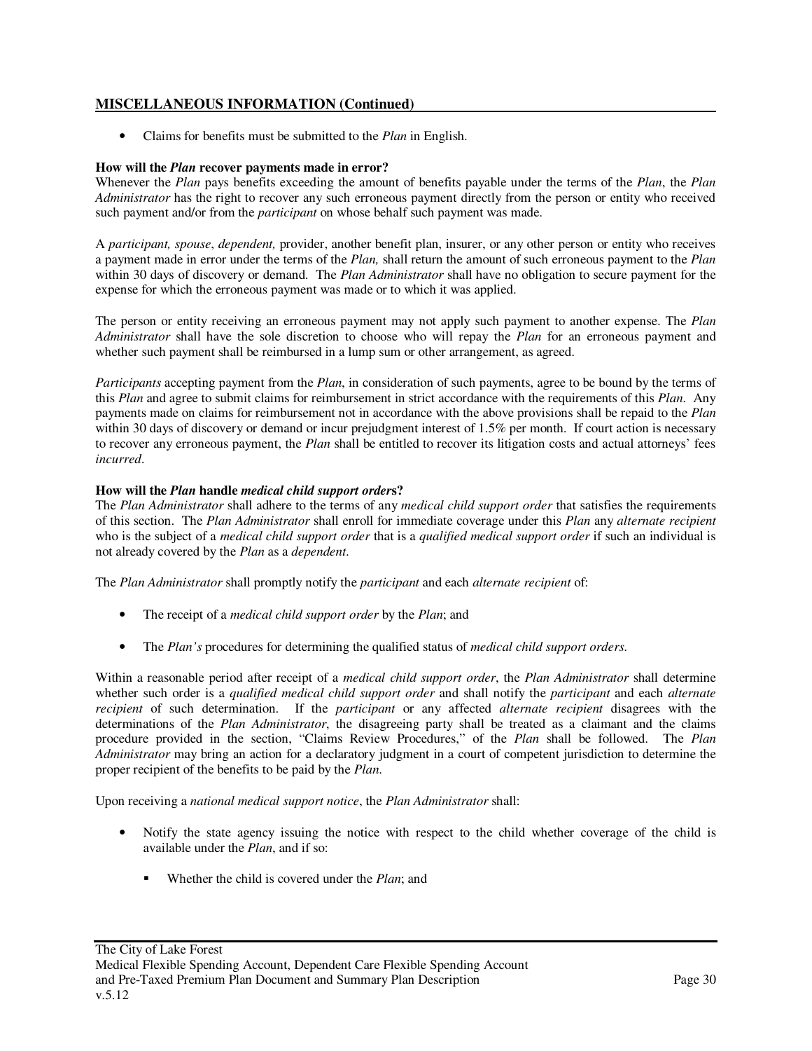## MISCELLANEOUS INFORMATION (Continued)

- Claims for benefits must be submitted to the *Plan* in English.

**How will the *Plan* recover payments made in error?**
Whenever the *Plan* pays benefits exceeding the amount of benefits payable under the terms of the *Plan*, the *Plan Administrator* has the right to recover any such erroneous payment directly from the person or entity who received such payment and/or from the *participant* on whose behalf such payment was made.

A *participant, spouse*, *dependent,* provider, another benefit plan, insurer, or any other person or entity who receives a payment made in error under the terms of the *Plan,* shall return the amount of such erroneous payment to the *Plan* within 30 days of discovery or demand. The *Plan Administrator* shall have no obligation to secure payment for the expense for which the erroneous payment was made or to which it was applied.

The person or entity receiving an erroneous payment may not apply such payment to another expense. The *Plan Administrator* shall have the sole discretion to choose who will repay the *Plan* for an erroneous payment and whether such payment shall be reimbursed in a lump sum or other arrangement, as agreed.

*Participants* accepting payment from the *Plan*, in consideration of such payments, agree to be bound by the terms of this *Plan* and agree to submit claims for reimbursement in strict accordance with the requirements of this *Plan.* Any payments made on claims for reimbursement not in accordance with the above provisions shall be repaid to the *Plan* within 30 days of discovery or demand or incur prejudgment interest of 1.5% per month. If court action is necessary to recover any erroneous payment, the *Plan* shall be entitled to recover its litigation costs and actual attorneys' fees *incurred*.

**How will the *Plan* handle *medical child support order*s?**
The *Plan Administrator* shall adhere to the terms of any *medical child support order* that satisfies the requirements of this section. The *Plan Administrator* shall enroll for immediate coverage under this *Plan* any *alternate recipient* who is the subject of a *medical child support order* that is a *qualified medical support order* if such an individual is not already covered by the *Plan* as a *dependent*.

The *Plan Administrator* shall promptly notify the *participant* and each *alternate recipient* of:

- The receipt of a *medical child support order* by the *Plan*; and
- The *Plan's* procedures for determining the qualified status of *medical child support orders.*

Within a reasonable period after receipt of a *medical child support order*, the *Plan Administrator* shall determine whether such order is a *qualified medical child support order* and shall notify the *participant* and each *alternate recipient* of such determination. If the *participant* or any affected *alternate recipient* disagrees with the determinations of the *Plan Administrator*, the disagreeing party shall be treated as a claimant and the claims procedure provided in the section, "Claims Review Procedures," of the *Plan* shall be followed. The *Plan Administrator* may bring an action for a declaratory judgment in a court of competent jurisdiction to determine the proper recipient of the benefits to be paid by the *Plan.*

Upon receiving a *national medical support notice*, the *Plan Administrator* shall:

- Notify the state agency issuing the notice with respect to the child whether coverage of the child is available under the *Plan*, and if so:
  - Whether the child is covered under the *Plan*; and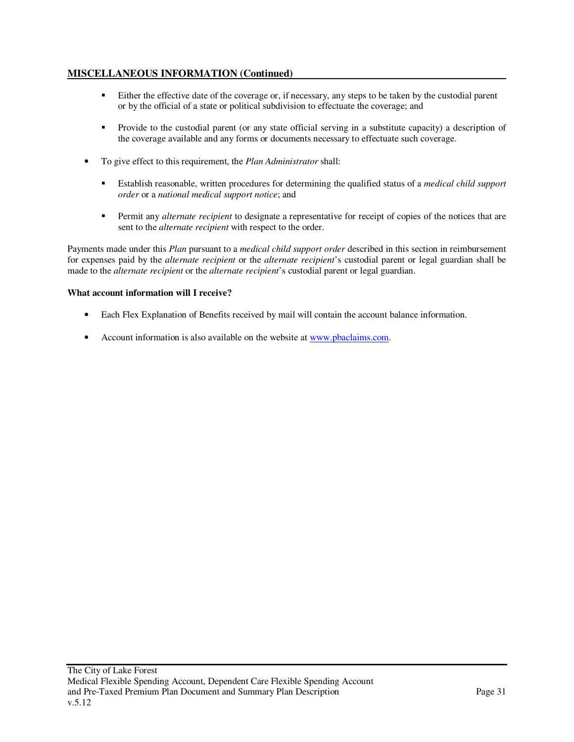## MISCELLANEOUS INFORMATION (Continued)

   - Either the effective date of the coverage or, if necessary, any steps to be taken by the custodial parent or by the official of a state or political subdivision to effectuate the coverage; and

   - Provide to the custodial parent (or any state official serving in a substitute capacity) a description of the coverage available and any forms or documents necessary to effectuate such coverage.

- To give effect to this requirement, the *Plan Administrator* shall:

   - Establish reasonable, written procedures for determining the qualified status of a *medical child support order* or a *national medical support notice*; and

   - Permit any *alternate recipient* to designate a representative for receipt of copies of the notices that are sent to the *alternate recipient* with respect to the order.

Payments made under this *Plan* pursuant to a *medical child support order* described in this section in reimbursement for expenses paid by the *alternate recipient* or the *alternate recipient*'s custodial parent or legal guardian shall be made to the *alternate recipient* or the *alternate recipient*'s custodial parent or legal guardian.

**What account information will I receive?**

- Each Flex Explanation of Benefits received by mail will contain the account balance information.

- Account information is also available on the website at www.pbaclaims.com.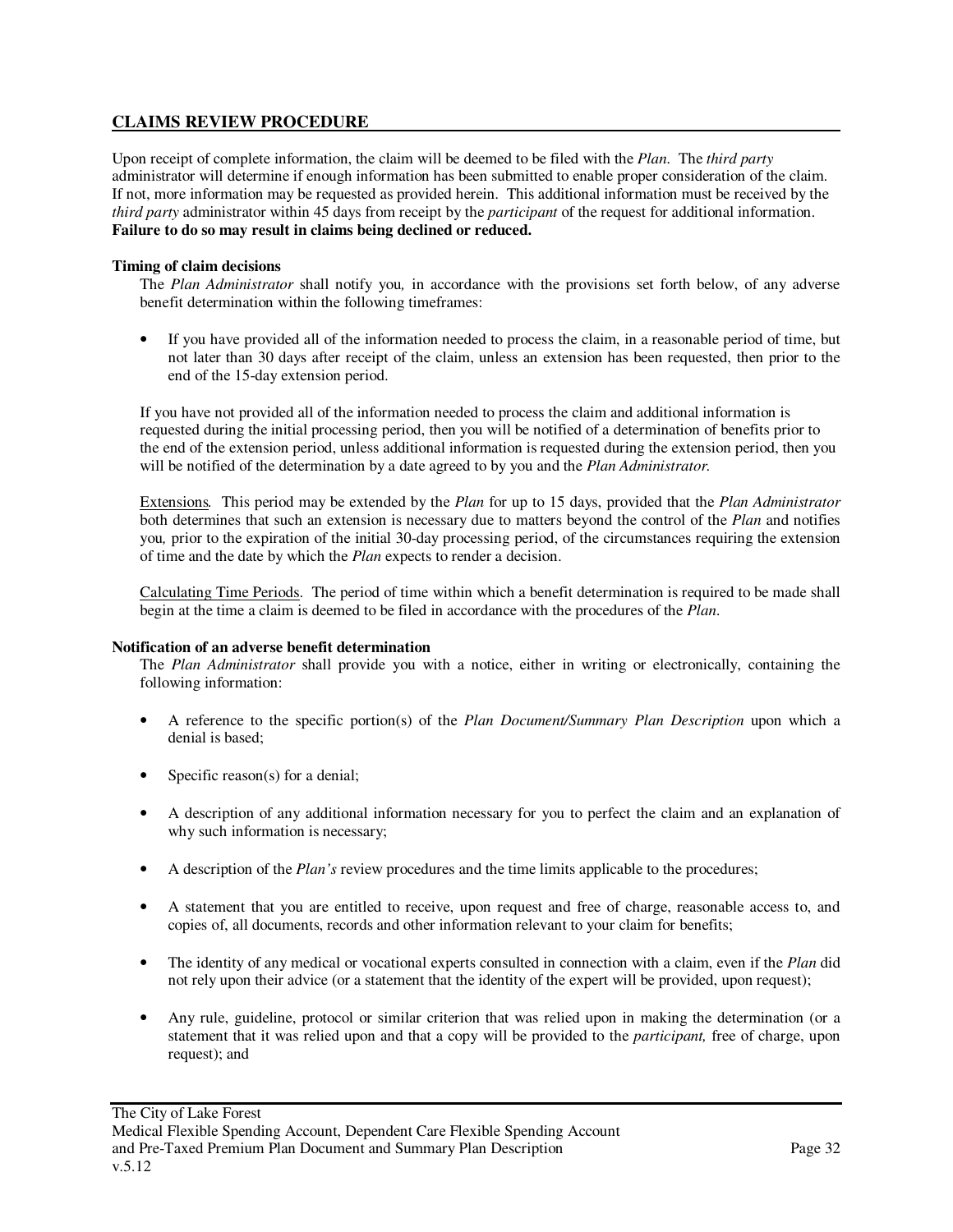## CLAIMS REVIEW PROCEDURE

Upon receipt of complete information, the claim will be deemed to be filed with the *Plan*. The *third party* administrator will determine if enough information has been submitted to enable proper consideration of the claim. If not, more information may be requested as provided herein. This additional information must be received by the *third party* administrator within 45 days from receipt by the *participant* of the request for additional information. **Failure to do so may result in claims being declined or reduced.**

**Timing of claim decisions**

The *Plan Administrator* shall notify you*,* in accordance with the provisions set forth below, of any adverse benefit determination within the following timeframes:

- If you have provided all of the information needed to process the claim, in a reasonable period of time, but not later than 30 days after receipt of the claim, unless an extension has been requested, then prior to the end of the 15-day extension period.

If you have not provided all of the information needed to process the claim and additional information is requested during the initial processing period, then you will be notified of a determination of benefits prior to the end of the extension period, unless additional information is requested during the extension period, then you will be notified of the determination by a date agreed to by you and the *Plan Administrator.*

Extensions. This period may be extended by the *Plan* for up to 15 days, provided that the *Plan Administrator* both determines that such an extension is necessary due to matters beyond the control of the *Plan* and notifies you*,* prior to the expiration of the initial 30-day processing period, of the circumstances requiring the extension of time and the date by which the *Plan* expects to render a decision.

Calculating Time Periods. The period of time within which a benefit determination is required to be made shall begin at the time a claim is deemed to be filed in accordance with the procedures of the *Plan*.

**Notification of an adverse benefit determination**

The *Plan Administrator* shall provide you with a notice, either in writing or electronically, containing the following information:

- A reference to the specific portion(s) of the *Plan Document/Summary Plan Description* upon which a denial is based;
- Specific reason(s) for a denial;
- A description of any additional information necessary for you to perfect the claim and an explanation of why such information is necessary;
- A description of the *Plan's* review procedures and the time limits applicable to the procedures;
- A statement that you are entitled to receive, upon request and free of charge, reasonable access to, and copies of, all documents, records and other information relevant to your claim for benefits;
- The identity of any medical or vocational experts consulted in connection with a claim, even if the *Plan* did not rely upon their advice (or a statement that the identity of the expert will be provided, upon request);
- Any rule, guideline, protocol or similar criterion that was relied upon in making the determination (or a statement that it was relied upon and that a copy will be provided to the *participant,* free of charge, upon request); and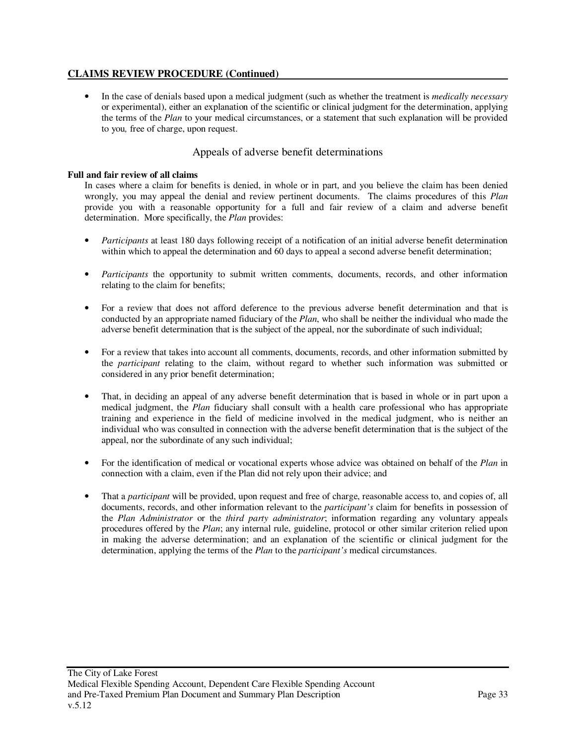## CLAIMS REVIEW PROCEDURE (Continued)

- In the case of denials based upon a medical judgment (such as whether the treatment is *medically necessary* or experimental), either an explanation of the scientific or clinical judgment for the determination, applying the terms of the *Plan* to your medical circumstances, or a statement that such explanation will be provided to you, free of charge, upon request.

### Appeals of adverse benefit determinations

**Full and fair review of all claims**

In cases where a claim for benefits is denied, in whole or in part, and you believe the claim has been denied wrongly, you may appeal the denial and review pertinent documents. The claims procedures of this *Plan* provide you with a reasonable opportunity for a full and fair review of a claim and adverse benefit determination. More specifically, the *Plan* provides:

- *Participants* at least 180 days following receipt of a notification of an initial adverse benefit determination within which to appeal the determination and 60 days to appeal a second adverse benefit determination;

- *Participants* the opportunity to submit written comments, documents, records, and other information relating to the claim for benefits;

- For a review that does not afford deference to the previous adverse benefit determination and that is conducted by an appropriate named fiduciary of the *Plan*, who shall be neither the individual who made the adverse benefit determination that is the subject of the appeal, nor the subordinate of such individual;

- For a review that takes into account all comments, documents, records, and other information submitted by the *participant* relating to the claim, without regard to whether such information was submitted or considered in any prior benefit determination;

- That, in deciding an appeal of any adverse benefit determination that is based in whole or in part upon a medical judgment, the *Plan* fiduciary shall consult with a health care professional who has appropriate training and experience in the field of medicine involved in the medical judgment, who is neither an individual who was consulted in connection with the adverse benefit determination that is the subject of the appeal, nor the subordinate of any such individual;

- For the identification of medical or vocational experts whose advice was obtained on behalf of the *Plan* in connection with a claim, even if the Plan did not rely upon their advice; and

- That a *participant* will be provided, upon request and free of charge, reasonable access to, and copies of, all documents, records, and other information relevant to the *participant's* claim for benefits in possession of the *Plan Administrator* or the *third party administrator*; information regarding any voluntary appeals procedures offered by the *Plan*; any internal rule, guideline, protocol or other similar criterion relied upon in making the adverse determination; and an explanation of the scientific or clinical judgment for the determination, applying the terms of the *Plan* to the *participant's* medical circumstances.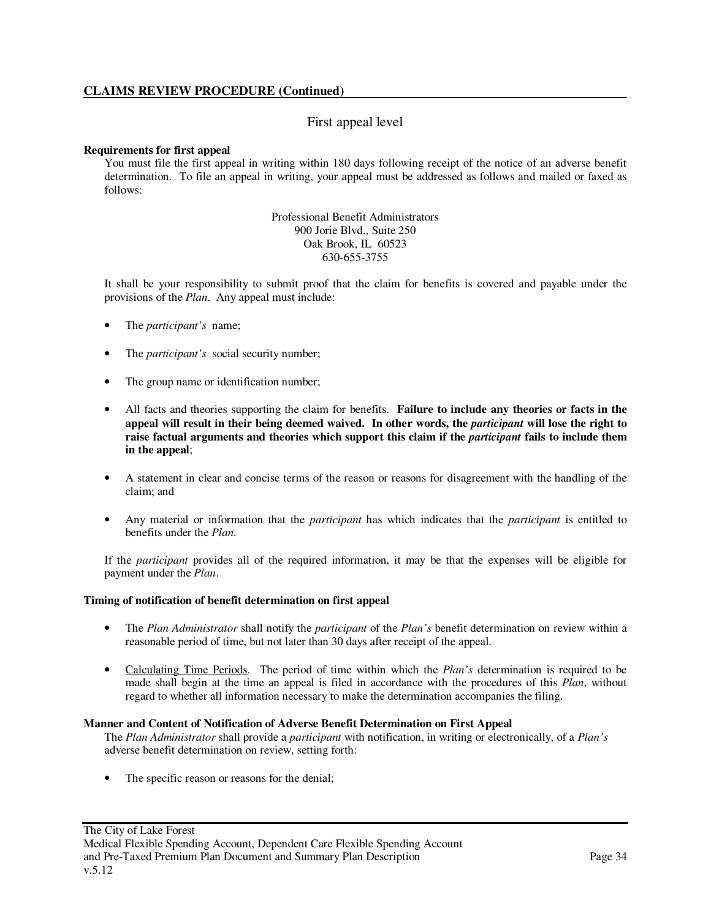## CLAIMS REVIEW PROCEDURE (Continued)

### First appeal level

**Requirements for first appeal**

You must file the first appeal in writing within 180 days following receipt of the notice of an adverse benefit determination. To file an appeal in writing, your appeal must be addressed as follows and mailed or faxed as follows:

Professional Benefit Administrators
900 Jorie Blvd., Suite 250
Oak Brook, IL 60523
630-655-3755

It shall be your responsibility to submit proof that the claim for benefits is covered and payable under the provisions of the *Plan*. Any appeal must include:

- The *participant's* name;
- The *participant's* social security number;
- The group name or identification number;
- All facts and theories supporting the claim for benefits. **Failure to include any theories or facts in the appeal will result in their being deemed waived. In other words, the *participant* will lose the right to raise factual arguments and theories which support this claim if the *participant* fails to include them in the appeal**;
- A statement in clear and concise terms of the reason or reasons for disagreement with the handling of the claim; and
- Any material or information that the *participant* has which indicates that the *participant* is entitled to benefits under the *Plan*.

If the *participant* provides all of the required information, it may be that the expenses will be eligible for payment under the *Plan*.

**Timing of notification of benefit determination on first appeal**

- The *Plan Administrator* shall notify the *participant* of the *Plan's* benefit determination on review within a reasonable period of time, but not later than 30 days after receipt of the appeal.
- Calculating Time Periods. The period of time within which the *Plan's* determination is required to be made shall begin at the time an appeal is filed in accordance with the procedures of this *Plan*, without regard to whether all information necessary to make the determination accompanies the filing.

**Manner and Content of Notification of Adverse Benefit Determination on First Appeal**

The *Plan Administrator* shall provide a *participant* with notification, in writing or electronically, of a *Plan's* adverse benefit determination on review, setting forth:

- The specific reason or reasons for the denial;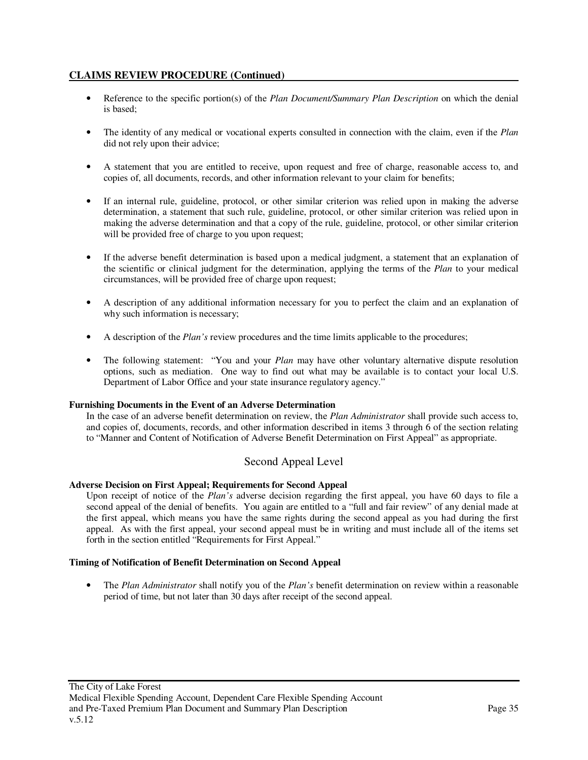## CLAIMS REVIEW PROCEDURE (Continued)

- Reference to the specific portion(s) of the *Plan Document/Summary Plan Description* on which the denial is based;
- The identity of any medical or vocational experts consulted in connection with the claim, even if the *Plan* did not rely upon their advice;
- A statement that you are entitled to receive, upon request and free of charge, reasonable access to, and copies of, all documents, records, and other information relevant to your claim for benefits;
- If an internal rule, guideline, protocol, or other similar criterion was relied upon in making the adverse determination, a statement that such rule, guideline, protocol, or other similar criterion was relied upon in making the adverse determination and that a copy of the rule, guideline, protocol, or other similar criterion will be provided free of charge to you upon request;
- If the adverse benefit determination is based upon a medical judgment, a statement that an explanation of the scientific or clinical judgment for the determination, applying the terms of the *Plan* to your medical circumstances, will be provided free of charge upon request;
- A description of any additional information necessary for you to perfect the claim and an explanation of why such information is necessary;
- A description of the *Plan's* review procedures and the time limits applicable to the procedures;
- The following statement: "You and your *Plan* may have other voluntary alternative dispute resolution options, such as mediation. One way to find out what may be available is to contact your local U.S. Department of Labor Office and your state insurance regulatory agency."

**Furnishing Documents in the Event of an Adverse Determination**

In the case of an adverse benefit determination on review, the *Plan Administrator* shall provide such access to, and copies of, documents, records, and other information described in items 3 through 6 of the section relating to "Manner and Content of Notification of Adverse Benefit Determination on First Appeal" as appropriate.

### Second Appeal Level

**Adverse Decision on First Appeal; Requirements for Second Appeal**

Upon receipt of notice of the *Plan's* adverse decision regarding the first appeal, you have 60 days to file a second appeal of the denial of benefits. You again are entitled to a "full and fair review" of any denial made at the first appeal, which means you have the same rights during the second appeal as you had during the first appeal. As with the first appeal, your second appeal must be in writing and must include all of the items set forth in the section entitled "Requirements for First Appeal."

**Timing of Notification of Benefit Determination on Second Appeal**

- The *Plan Administrator* shall notify you of the *Plan's* benefit determination on review within a reasonable period of time, but not later than 30 days after receipt of the second appeal.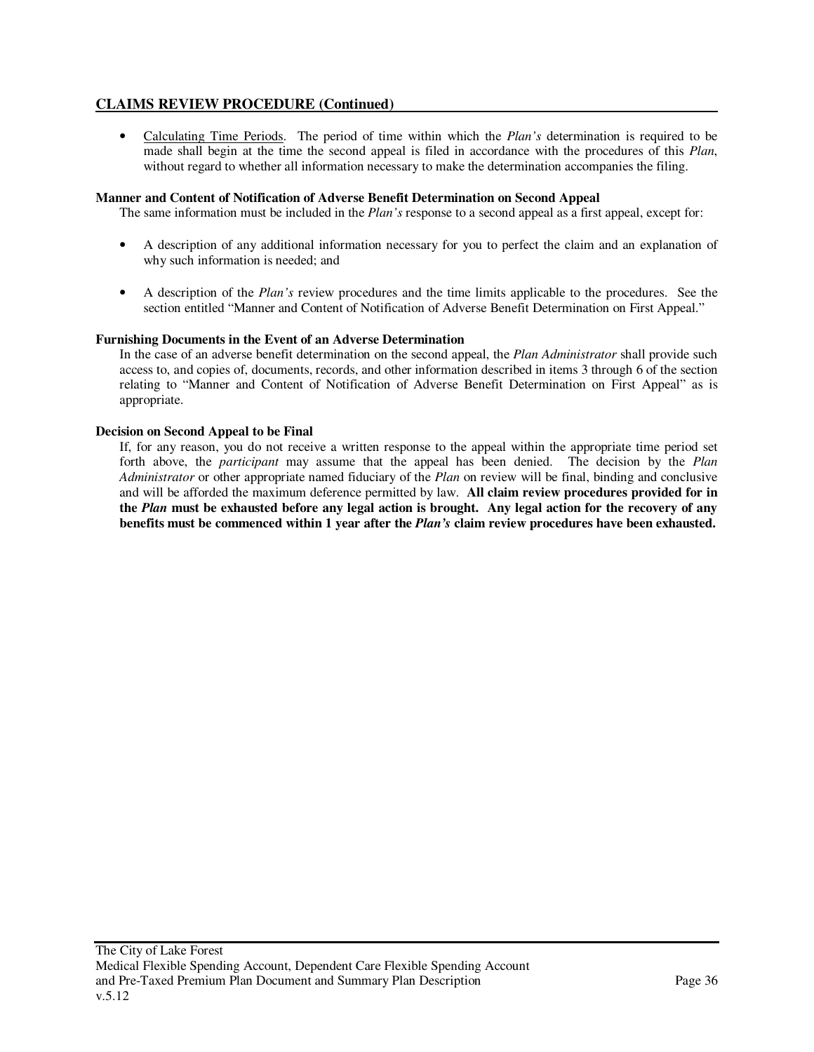## CLAIMS REVIEW PROCEDURE (Continued)

- Calculating Time Periods. The period of time within which the *Plan's* determination is required to be made shall begin at the time the second appeal is filed in accordance with the procedures of this *Plan*, without regard to whether all information necessary to make the determination accompanies the filing.

**Manner and Content of Notification of Adverse Benefit Determination on Second Appeal**

The same information must be included in the *Plan's* response to a second appeal as a first appeal, except for:

- A description of any additional information necessary for you to perfect the claim and an explanation of why such information is needed; and
- A description of the *Plan's* review procedures and the time limits applicable to the procedures. See the section entitled "Manner and Content of Notification of Adverse Benefit Determination on First Appeal."

**Furnishing Documents in the Event of an Adverse Determination**

In the case of an adverse benefit determination on the second appeal, the *Plan Administrator* shall provide such access to, and copies of, documents, records, and other information described in items 3 through 6 of the section relating to "Manner and Content of Notification of Adverse Benefit Determination on First Appeal" as is appropriate.

**Decision on Second Appeal to be Final**

If, for any reason, you do not receive a written response to the appeal within the appropriate time period set forth above, the *participant* may assume that the appeal has been denied. The decision by the *Plan Administrator* or other appropriate named fiduciary of the *Plan* on review will be final, binding and conclusive and will be afforded the maximum deference permitted by law. **All claim review procedures provided for in the *Plan* must be exhausted before any legal action is brought. Any legal action for the recovery of any benefits must be commenced within 1 year after the *Plan's* claim review procedures have been exhausted.**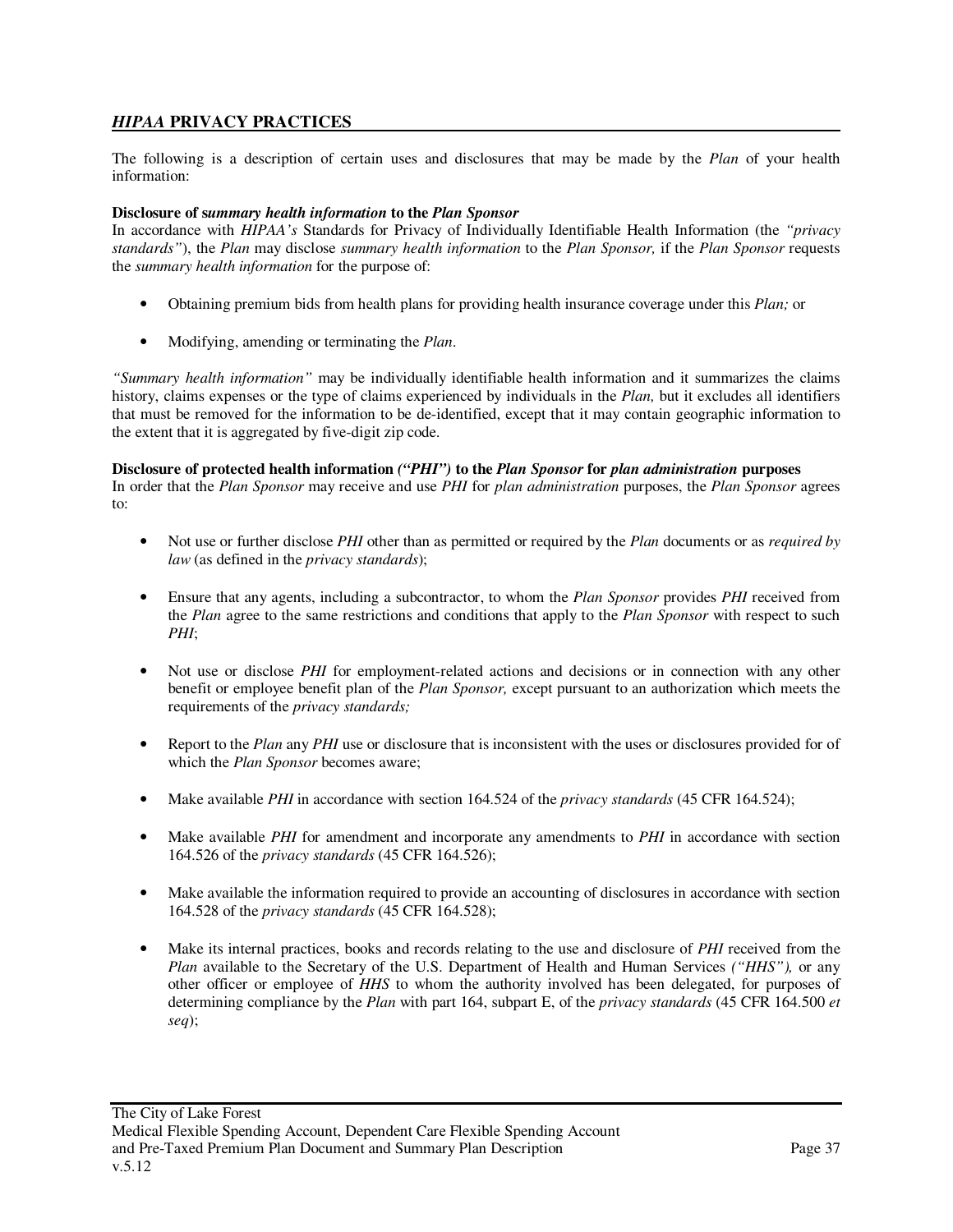## ***HIPAA*** **PRIVACY PRACTICES**

The following is a description of certain uses and disclosures that may be made by the *Plan* of your health information:

**Disclosure of s*ummary health information* to the *Plan Sponsor***
In accordance with *HIPAA's* Standards for Privacy of Individually Identifiable Health Information (the *"privacy standards"*), the *Plan* may disclose *summary health information* to the *Plan Sponsor,* if the *Plan Sponsor* requests the *summary health information* for the purpose of:

- Obtaining premium bids from health plans for providing health insurance coverage under this *Plan;* or

- Modifying, amending or terminating the *Plan*.

*"Summary health information"* may be individually identifiable health information and it summarizes the claims history, claims expenses or the type of claims experienced by individuals in the *Plan,* but it excludes all identifiers that must be removed for the information to be de-identified, except that it may contain geographic information to the extent that it is aggregated by five-digit zip code.

**Disclosure of protected health information *("PHI")* to the *Plan Sponsor* for *plan administration* purposes**
In order that the *Plan Sponsor* may receive and use *PHI* for *plan administration* purposes, the *Plan Sponsor* agrees to:

- Not use or further disclose *PHI* other than as permitted or required by the *Plan* documents or as *required by law* (as defined in the *privacy standards*);

- Ensure that any agents, including a subcontractor, to whom the *Plan Sponsor* provides *PHI* received from the *Plan* agree to the same restrictions and conditions that apply to the *Plan Sponsor* with respect to such *PHI*;

- Not use or disclose *PHI* for employment-related actions and decisions or in connection with any other benefit or employee benefit plan of the *Plan Sponsor,* except pursuant to an authorization which meets the requirements of the *privacy standards;*

- Report to the *Plan* any *PHI* use or disclosure that is inconsistent with the uses or disclosures provided for of which the *Plan Sponsor* becomes aware;

- Make available *PHI* in accordance with section 164.524 of the *privacy standards* (45 CFR 164.524);

- Make available *PHI* for amendment and incorporate any amendments to *PHI* in accordance with section 164.526 of the *privacy standards* (45 CFR 164.526);

- Make available the information required to provide an accounting of disclosures in accordance with section 164.528 of the *privacy standards* (45 CFR 164.528);

- Make its internal practices, books and records relating to the use and disclosure of *PHI* received from the *Plan* available to the Secretary of the U.S. Department of Health and Human Services *("HHS"),* or any other officer or employee of *HHS* to whom the authority involved has been delegated, for purposes of determining compliance by the *Plan* with part 164, subpart E, of the *privacy standards* (45 CFR 164.500 *et seq*);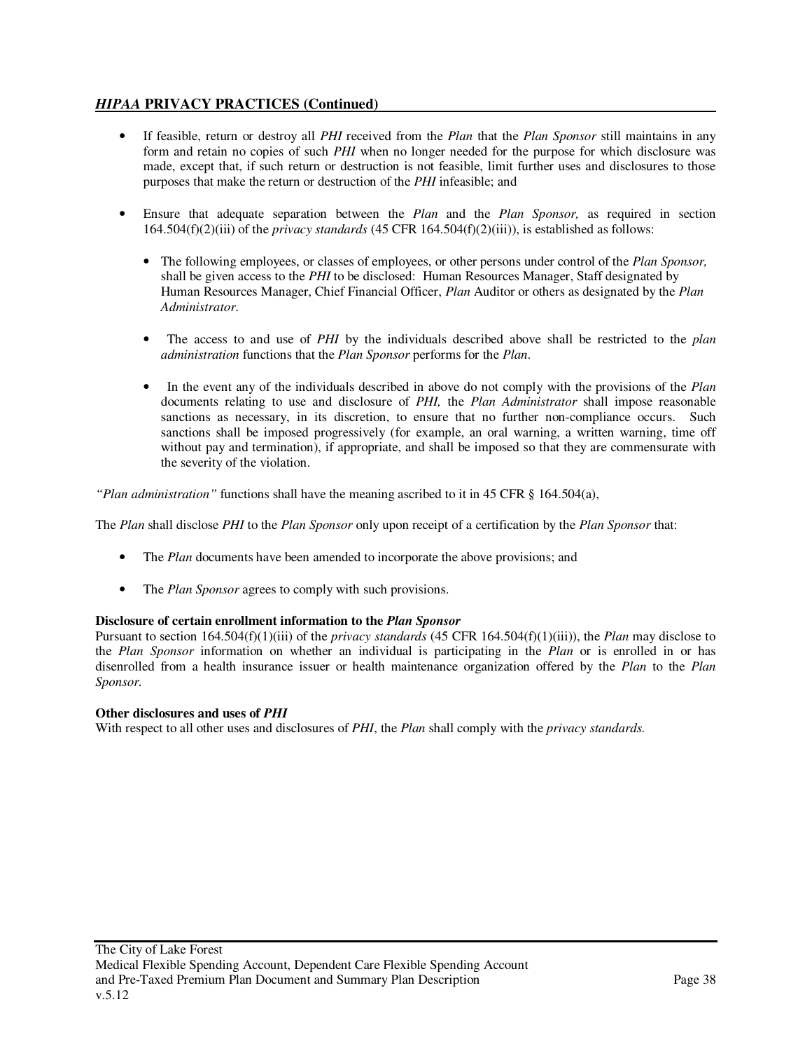## *HIPAA* PRIVACY PRACTICES (Continued)

- If feasible, return or destroy all *PHI* received from the *Plan* that the *Plan Sponsor* still maintains in any form and retain no copies of such *PHI* when no longer needed for the purpose for which disclosure was made, except that, if such return or destruction is not feasible, limit further uses and disclosures to those purposes that make the return or destruction of the *PHI* infeasible; and

- Ensure that adequate separation between the *Plan* and the *Plan Sponsor,* as required in section 164.504(f)(2)(iii) of the *privacy standards* (45 CFR 164.504(f)(2)(iii)), is established as follows:

  - The following employees, or classes of employees, or other persons under control of the *Plan Sponsor,* shall be given access to the *PHI* to be disclosed: Human Resources Manager, Staff designated by Human Resources Manager, Chief Financial Officer, *Plan* Auditor or others as designated by the *Plan Administrator.*

  - The access to and use of *PHI* by the individuals described above shall be restricted to the *plan administration* functions that the *Plan Sponsor* performs for the *Plan*.

  - In the event any of the individuals described in above do not comply with the provisions of the *Plan* documents relating to use and disclosure of *PHI,* the *Plan Administrator* shall impose reasonable sanctions as necessary, in its discretion, to ensure that no further non-compliance occurs. Such sanctions shall be imposed progressively (for example, an oral warning, a written warning, time off without pay and termination), if appropriate, and shall be imposed so that they are commensurate with the severity of the violation.

*"Plan administration"* functions shall have the meaning ascribed to it in 45 CFR § 164.504(a),

The *Plan* shall disclose *PHI* to the *Plan Sponsor* only upon receipt of a certification by the *Plan Sponsor* that:

- The *Plan* documents have been amended to incorporate the above provisions; and

- The *Plan Sponsor* agrees to comply with such provisions.

**Disclosure of certain enrollment information to the *Plan Sponsor***
Pursuant to section 164.504(f)(1)(iii) of the *privacy standards* (45 CFR 164.504(f)(1)(iii)), the *Plan* may disclose to the *Plan Sponsor* information on whether an individual is participating in the *Plan* or is enrolled in or has disenrolled from a health insurance issuer or health maintenance organization offered by the *Plan* to the *Plan Sponsor.*

**Other disclosures and uses of *PHI***
With respect to all other uses and disclosures of *PHI*, the *Plan* shall comply with the *privacy standards.*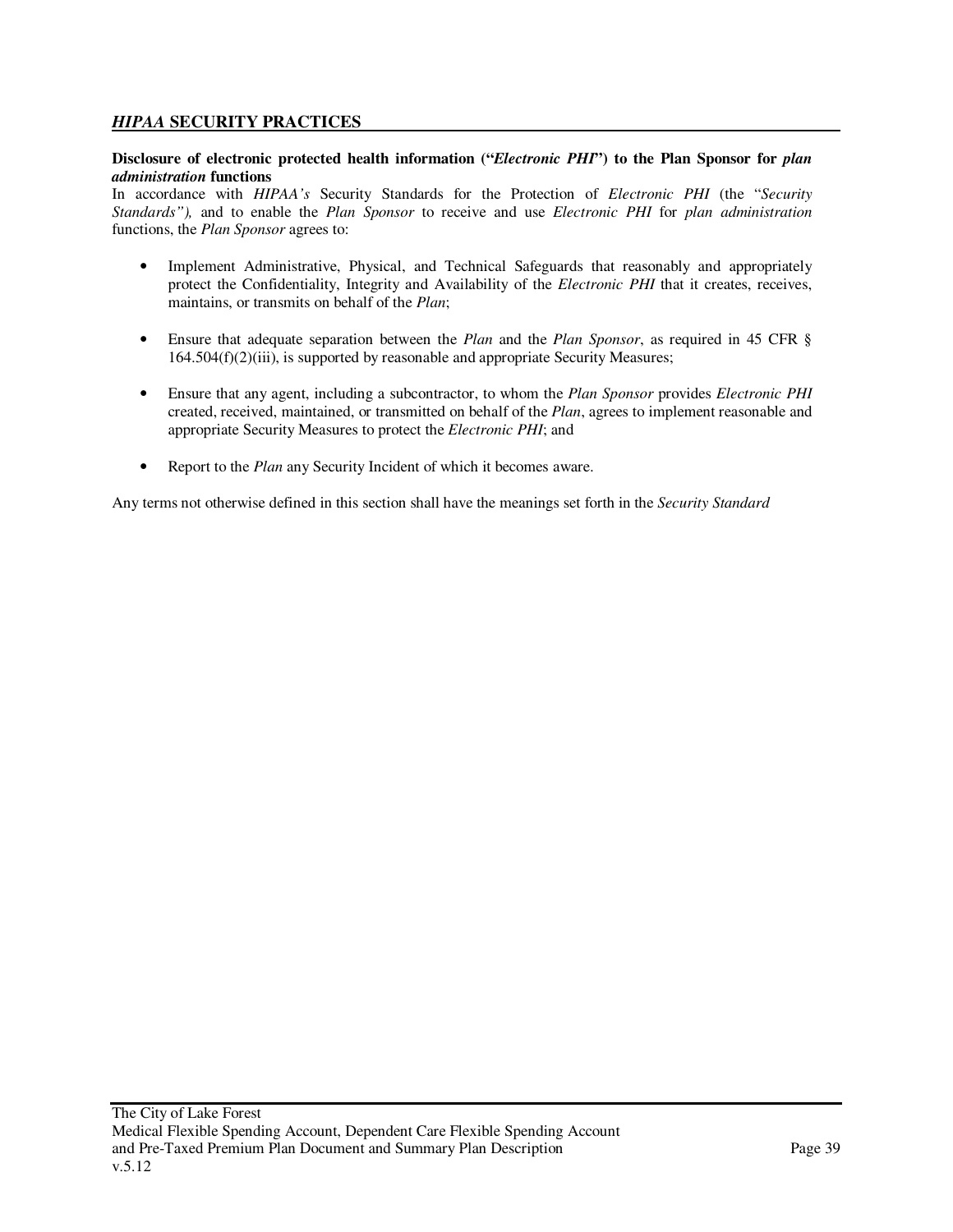## ***HIPAA*** **SECURITY PRACTICES**

**Disclosure of electronic protected health information ("*Electronic PHI*") to the Plan Sponsor for *plan administration* functions**
In accordance with *HIPAA's* Security Standards for the Protection of *Electronic PHI* (the "*Security Standards"),* and to enable the *Plan Sponsor* to receive and use *Electronic PHI* for *plan administration* functions, the *Plan Sponsor* agrees to:

- Implement Administrative, Physical, and Technical Safeguards that reasonably and appropriately protect the Confidentiality, Integrity and Availability of the *Electronic PHI* that it creates, receives, maintains, or transmits on behalf of the *Plan*;

- Ensure that adequate separation between the *Plan* and the *Plan Sponsor*, as required in 45 CFR § 164.504(f)(2)(iii), is supported by reasonable and appropriate Security Measures;

- Ensure that any agent, including a subcontractor, to whom the *Plan Sponsor* provides *Electronic PHI* created, received, maintained, or transmitted on behalf of the *Plan*, agrees to implement reasonable and appropriate Security Measures to protect the *Electronic PHI*; and

- Report to the *Plan* any Security Incident of which it becomes aware.

Any terms not otherwise defined in this section shall have the meanings set forth in the *Security Standard*